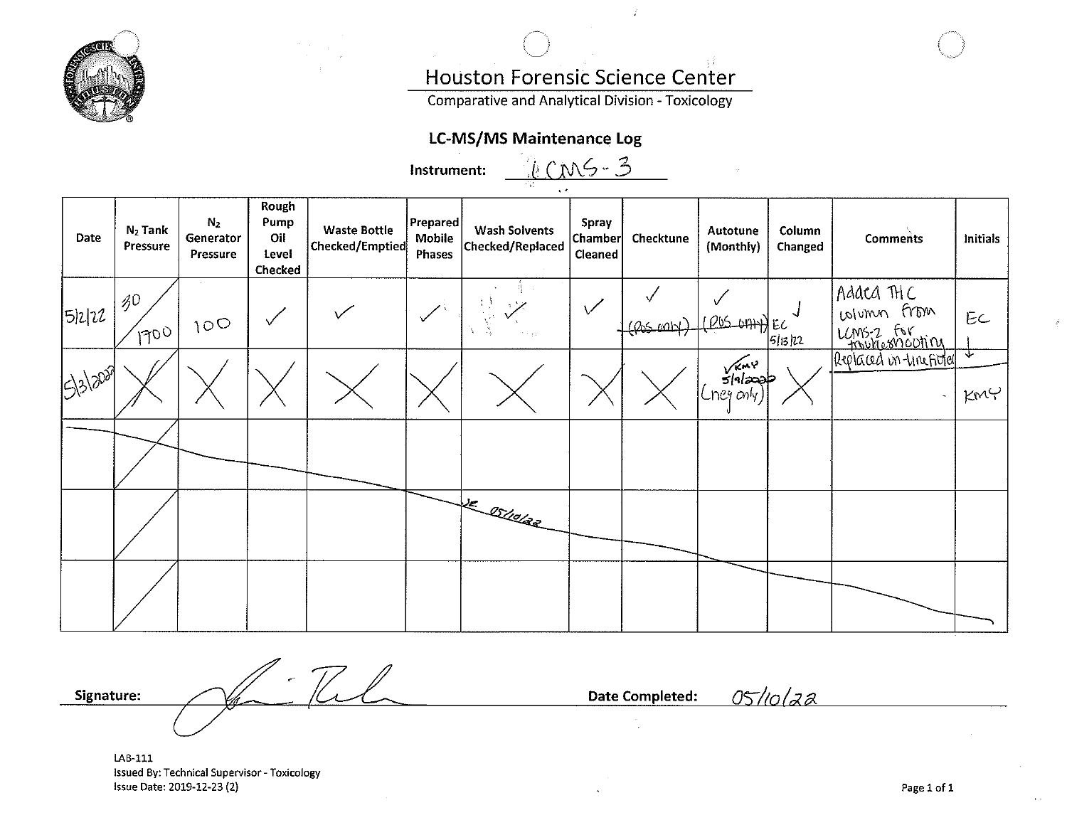# Houston Forensic Science Center

Comparative and Analytical Division - Toxicology

## LC-MS/MS Maintenance Log

**Instrument:** LCMS-3

| Date | $N_2$ Tank Pressure | $N_2$ Generator Pressure | Rough Pump Oil Level Checked | Waste Bottle Checked/Emptied | Prepared Mobile Phases | Wash Solvents Checked/Replaced | Spray Chamber Cleaned | Checktune | Autotune (Monthly) | Column Changed | Comments | Initials |
|---|---|---|---|---|---|---|---|---|---|---|---|---|
| 5/2/22 | 30 / 1700 | 100 | ✓ | ✓ | ✓ | ✓ | ✓ | ✓ ~~(Pos only)~~ | ✓ ~~(Pos only)~~ | EC ✓ 5/13/22 | Added THC column from LCMS-2 for troubleshooting | EC |
| 5/3/2022 | X | X | X | X | X | X | X | X | ✓ KMY 5/9/2022 (neg only) | X | Replaced in-line filter | ↓ KMY |
| | | | | | | | | | | | | |
| | | | | | JE 05/10/22 | | | | | | | |
| | | | | | | | | | | | | |

**Signature:** [signature] **Date Completed:** 05/10/22

LAB-111
Issued By: Technical Supervisor - Toxicology
Issue Date: 2019-12-23 (2)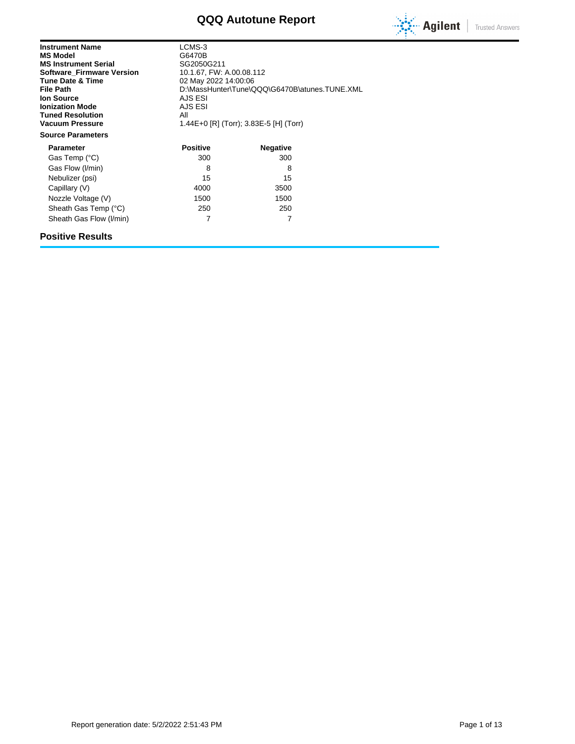# QQQ Autotune Report

| | |
|---|---|
| **Instrument Name** | LCMS-3 |
| **MS Model** | G6470B |
| **MS Instrument Serial** | SG2050G211 |
| **Software_Firmware Version** | 10.1.67, FW: A.00.08.112 |
| **Tune Date & Time** | 02 May 2022 14:00:06 |
| **File Path** | D:\MassHunter\Tune\QQQ\G6470B\atunes.TUNE.XML |
| **Ion Source** | AJS ESI |
| **Ionization Mode** | AJS ESI |
| **Tuned Resolution** | All |
| **Vacuum Pressure** | 1.44E+0 [R] (Torr); 3.83E-5 [H] (Torr) |

**Source Parameters**

| Parameter | Positive | Negative |
|---|---|---|
| Gas Temp (°C) | 300 | 300 |
| Gas Flow (l/min) | 8 | 8 |
| Nebulizer (psi) | 15 | 15 |
| Capillary (V) | 4000 | 3500 |
| Nozzle Voltage (V) | 1500 | 1500 |
| Sheath Gas Temp (°C) | 250 | 250 |
| Sheath Gas Flow (l/min) | 7 | 7 |

## Positive Results

Report generation date: 5/2/2022 2:51:43 PM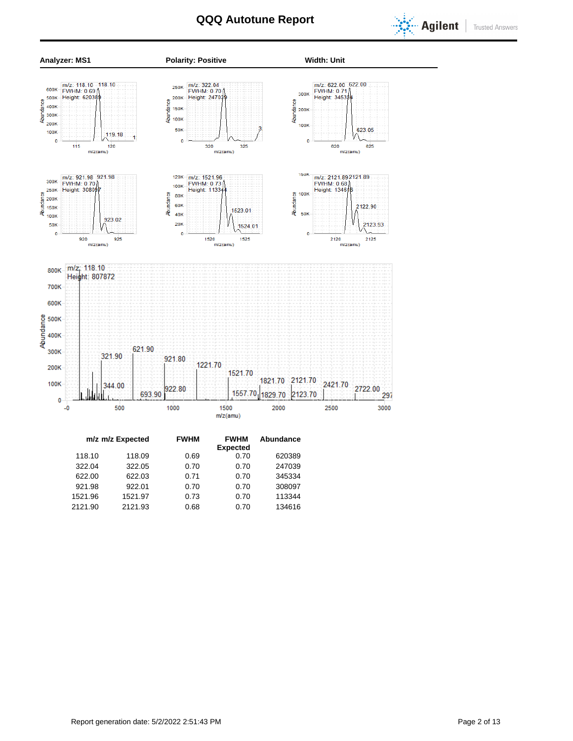# QQQ Autotune Report

**Analyzer: MS1** **Polarity: Positive** **Width: Unit**

| m/z | m/z Expected | FWHM | FWHM Expected | Abundance |
|---|---|---|---|---|
| 118.10 | 118.09 | 0.69 | 0.70 | 620389 |
| 322.04 | 322.05 | 0.70 | 0.70 | 247039 |
| 622.00 | 622.03 | 0.71 | 0.70 | 345334 |
| 921.98 | 922.01 | 0.70 | 0.70 | 308097 |
| 1521.96 | 1521.97 | 0.73 | 0.70 | 113344 |
| 2121.90 | 2121.93 | 0.68 | 0.70 | 134616 |

Report generation date: 5/2/2022 2:51:43 PM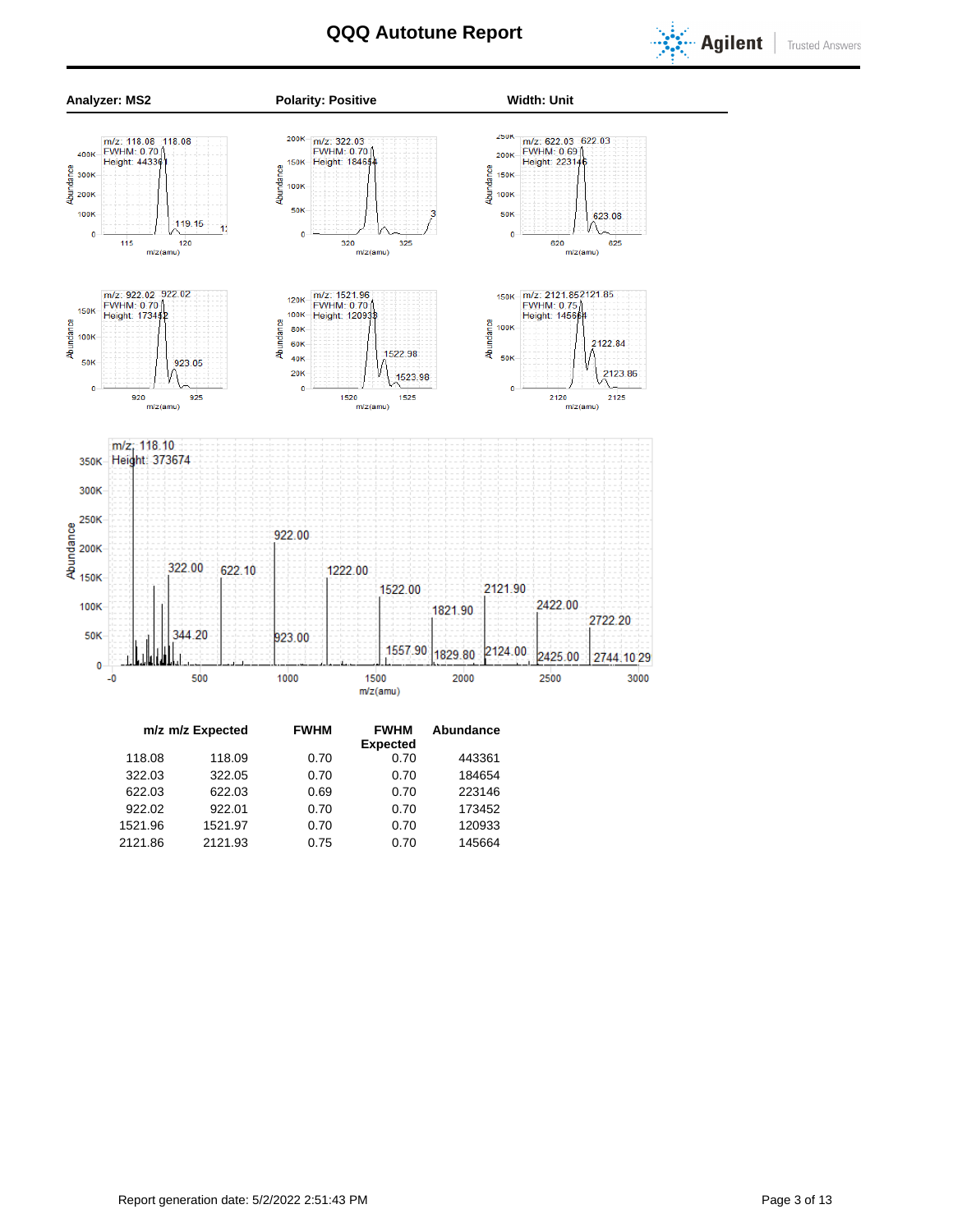# QQQ Autotune Report

**Analyzer: MS2** **Polarity: Positive** **Width: Unit**

| m/z | m/z Expected | FWHM | FWHM Expected | Abundance |
|---|---|---|---|---|
| 118.08 | 118.09 | 0.70 | 0.70 | 443361 |
| 322.03 | 322.05 | 0.70 | 0.70 | 184654 |
| 622.03 | 622.03 | 0.69 | 0.70 | 223146 |
| 922.02 | 922.01 | 0.70 | 0.70 | 173452 |
| 1521.96 | 1521.97 | 0.70 | 0.70 | 120933 |
| 2121.86 | 2121.93 | 0.75 | 0.70 | 145664 |

Report generation date: 5/2/2022 2:51:43 PM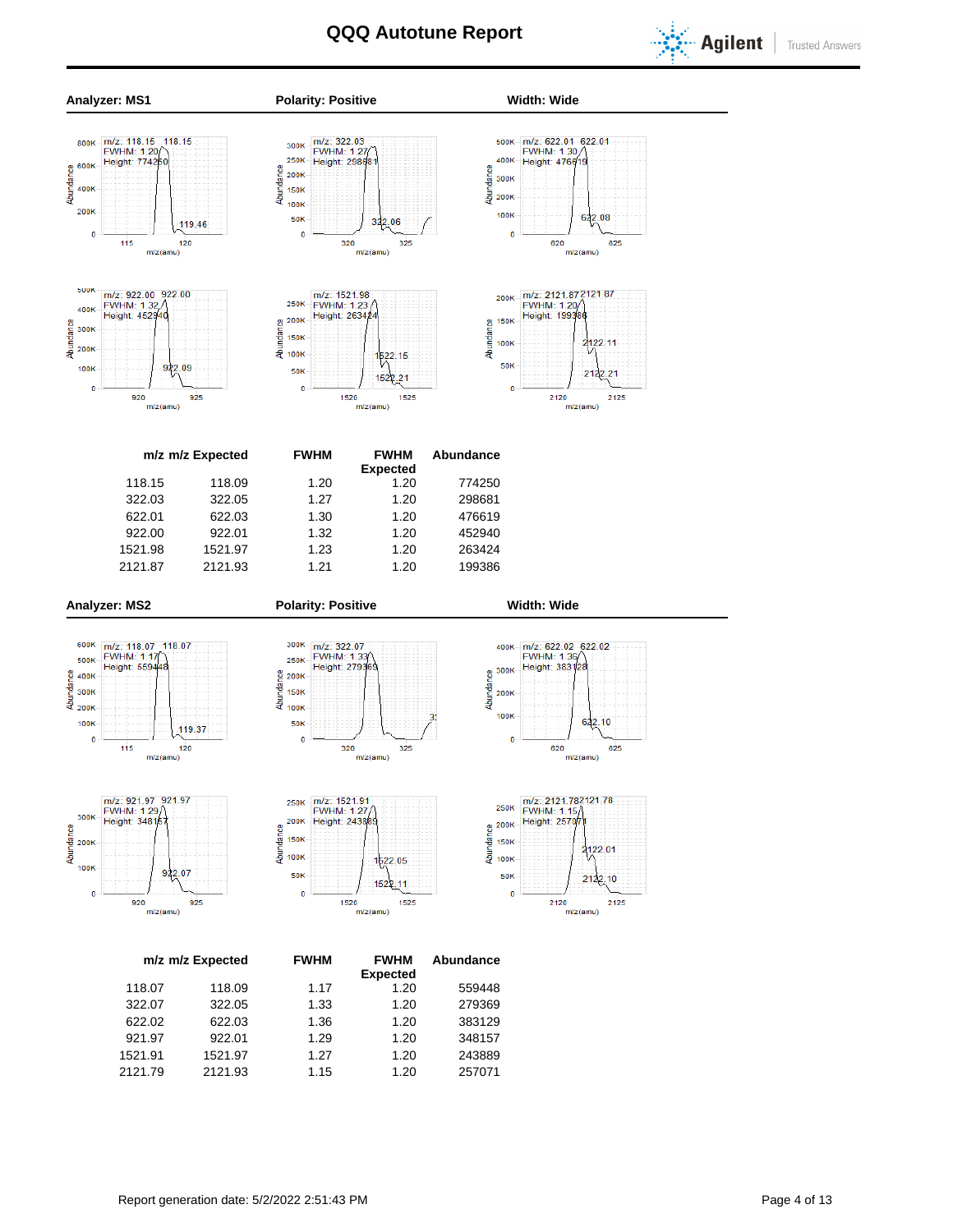# QQQ Autotune Report

**Analyzer: MS1** **Polarity: Positive** **Width: Wide**

| m/z | m/z Expected | FWHM | FWHM Expected | Abundance |
|---|---|---|---|---|
| 118.15 | 118.09 | 1.20 | 1.20 | 774250 |
| 322.03 | 322.05 | 1.27 | 1.20 | 298681 |
| 622.01 | 622.03 | 1.30 | 1.20 | 476619 |
| 922.00 | 922.01 | 1.32 | 1.20 | 452940 |
| 1521.98 | 1521.97 | 1.23 | 1.20 | 263424 |
| 2121.87 | 2121.93 | 1.21 | 1.20 | 199386 |

**Analyzer: MS2** **Polarity: Positive** **Width: Wide**

| m/z | m/z Expected | FWHM | FWHM Expected | Abundance |
|---|---|---|---|---|
| 118.07 | 118.09 | 1.17 | 1.20 | 559448 |
| 322.07 | 322.05 | 1.33 | 1.20 | 279369 |
| 622.02 | 622.03 | 1.36 | 1.20 | 383129 |
| 921.97 | 922.01 | 1.29 | 1.20 | 348157 |
| 1521.91 | 1521.97 | 1.27 | 1.20 | 243889 |
| 2121.79 | 2121.93 | 1.15 | 1.20 | 257071 |

Report generation date: 5/2/2022 2:51:43 PM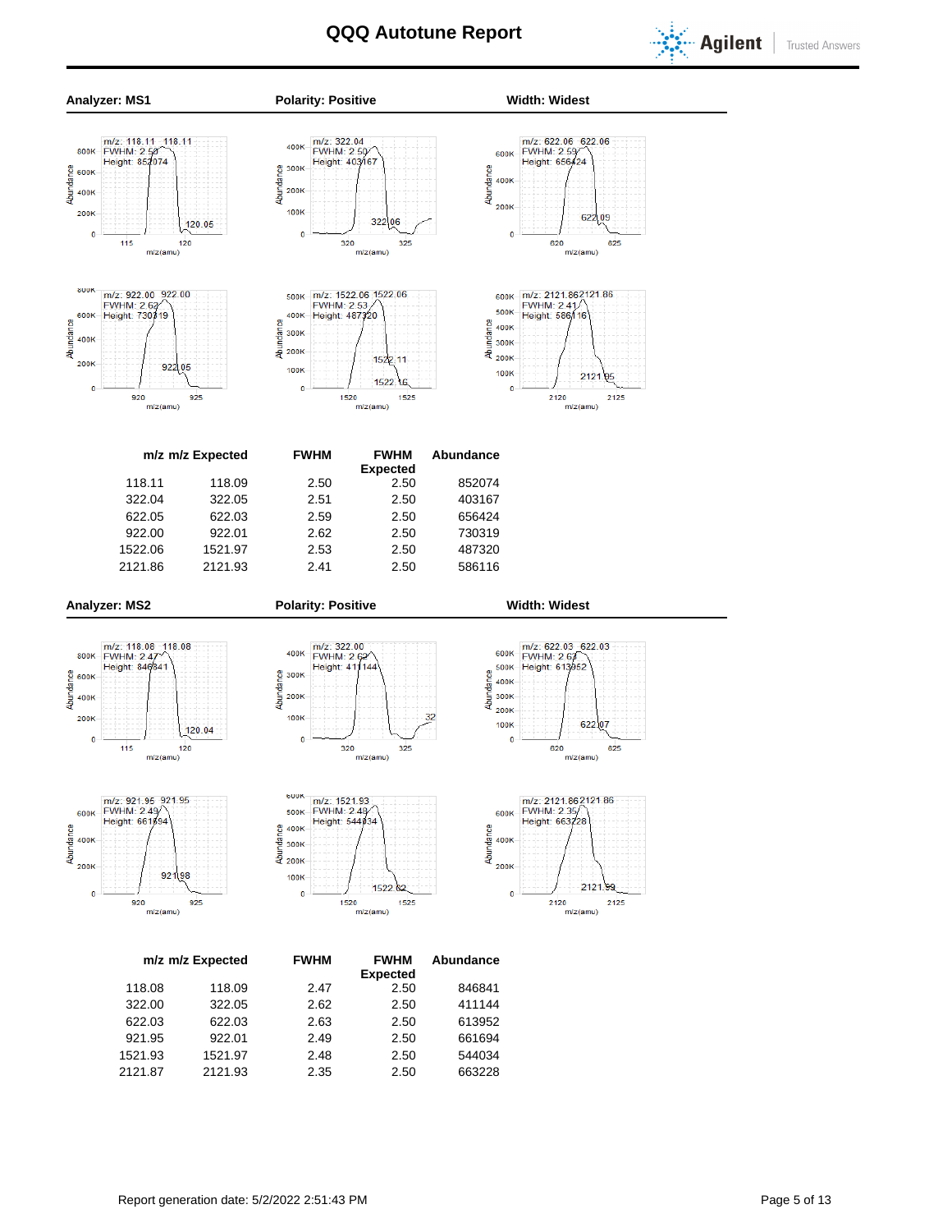# QQQ Autotune Report

**Analyzer: MS1** **Polarity: Positive** **Width: Widest**

| m/z | m/z Expected | FWHM | FWHM Expected | Abundance |
|---|---|---|---|---|
| 118.11 | 118.09 | 2.50 | 2.50 | 852074 |
| 322.04 | 322.05 | 2.51 | 2.50 | 403167 |
| 622.05 | 622.03 | 2.59 | 2.50 | 656424 |
| 922.00 | 922.01 | 2.62 | 2.50 | 730319 |
| 1522.06 | 1521.97 | 2.53 | 2.50 | 487320 |
| 2121.86 | 2121.93 | 2.41 | 2.50 | 586116 |

**Analyzer: MS2** **Polarity: Positive** **Width: Widest**

| m/z | m/z Expected | FWHM | FWHM Expected | Abundance |
|---|---|---|---|---|
| 118.08 | 118.09 | 2.47 | 2.50 | 846841 |
| 322.00 | 322.05 | 2.62 | 2.50 | 411144 |
| 622.03 | 622.03 | 2.63 | 2.50 | 613952 |
| 921.95 | 922.01 | 2.49 | 2.50 | 661694 |
| 1521.93 | 1521.97 | 2.48 | 2.50 | 544034 |
| 2121.87 | 2121.93 | 2.35 | 2.50 | 663228 |

Report generation date: 5/2/2022 2:51:43 PM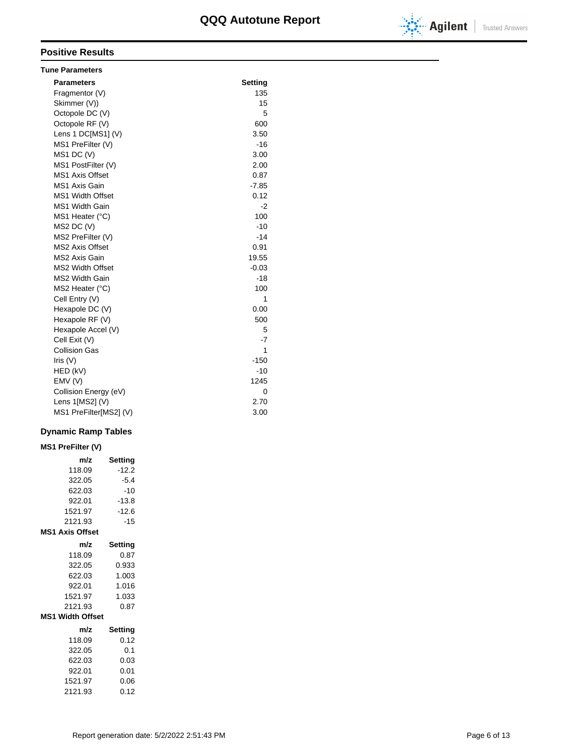# QQQ Autotune Report

## Positive Results

### Tune Parameters

| Parameters | Setting |
|---|---|
| Fragmentor (V) | 135 |
| Skimmer (V)) | 15 |
| Octopole DC (V) | 5 |
| Octopole RF (V) | 600 |
| Lens 1 DC[MS1] (V) | 3.50 |
| MS1 PreFilter (V) | -16 |
| MS1 DC (V) | 3.00 |
| MS1 PostFilter (V) | 2.00 |
| MS1 Axis Offset | 0.87 |
| MS1 Axis Gain | -7.85 |
| MS1 Width Offset | 0.12 |
| MS1 Width Gain | -2 |
| MS1 Heater (°C) | 100 |
| MS2 DC (V) | -10 |
| MS2 PreFilter (V) | -14 |
| MS2 Axis Offset | 0.91 |
| MS2 Axis Gain | 19.55 |
| MS2 Width Offset | -0.03 |
| MS2 Width Gain | -18 |
| MS2 Heater (°C) | 100 |
| Cell Entry (V) | 1 |
| Hexapole DC (V) | 0.00 |
| Hexapole RF (V) | 500 |
| Hexapole Accel (V) | 5 |
| Cell Exit (V) | -7 |
| Collision Gas | 1 |
| Iris (V) | -150 |
| HED (kV) | -10 |
| EMV (V) | 1245 |
| Collision Energy (eV) | 0 |
| Lens 1[MS2] (V) | 2.70 |
| MS1 PreFilter[MS2] (V) | 3.00 |

## Dynamic Ramp Tables

### MS1 PreFilter (V)

| m/z | Setting |
|---|---|
| 118.09 | -12.2 |
| 322.05 | -5.4 |
| 622.03 | -10 |
| 922.01 | -13.8 |
| 1521.97 | -12.6 |
| 2121.93 | -15 |

### MS1 Axis Offset

| m/z | Setting |
|---|---|
| 118.09 | 0.87 |
| 322.05 | 0.933 |
| 622.03 | 1.003 |
| 922.01 | 1.016 |
| 1521.97 | 1.033 |
| 2121.93 | 0.87 |

### MS1 Width Offset

| m/z | Setting |
|---|---|
| 118.09 | 0.12 |
| 322.05 | 0.1 |
| 622.03 | 0.03 |
| 922.01 | 0.01 |
| 1521.97 | 0.06 |
| 2121.93 | 0.12 |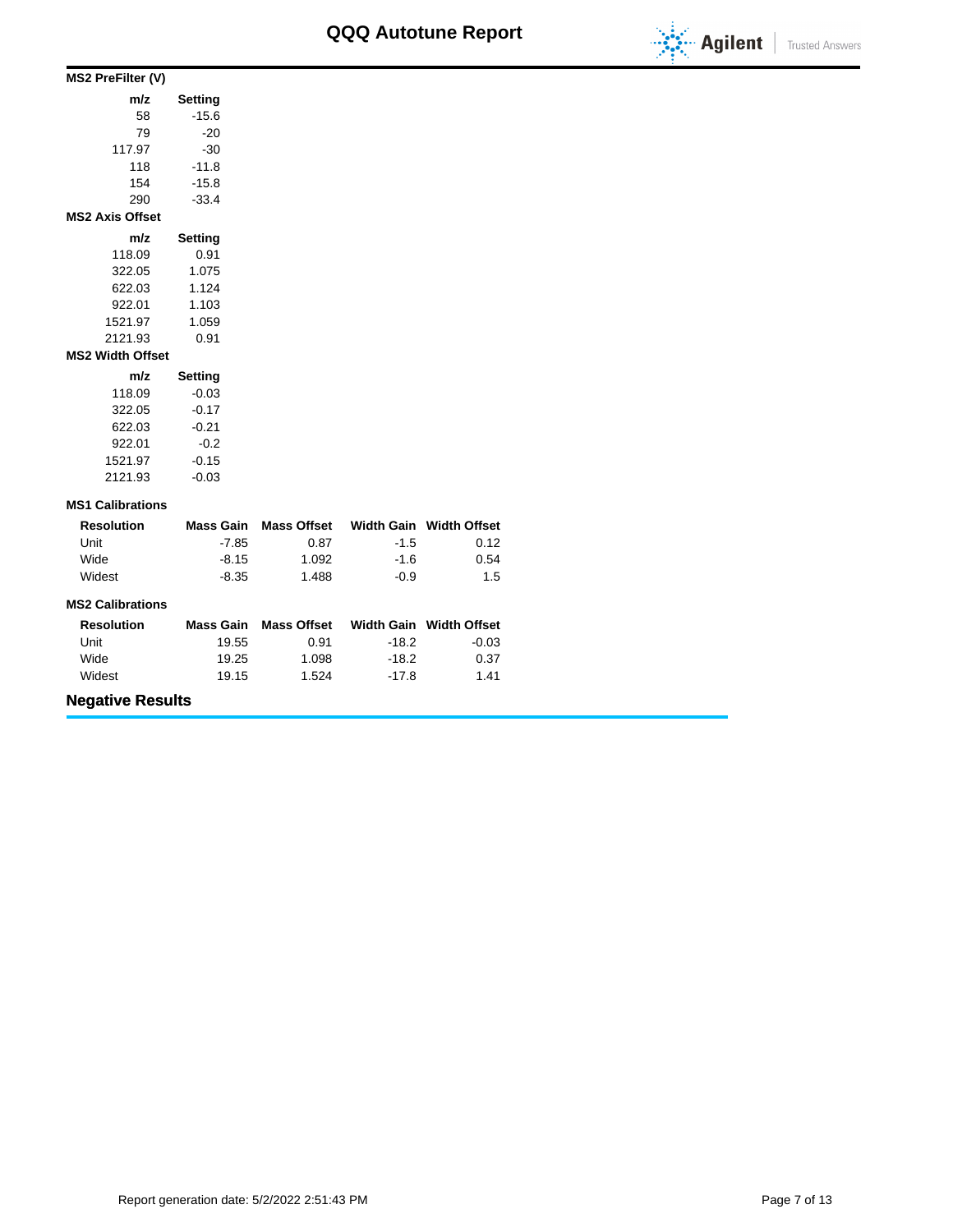# QQQ Autotune Report

### MS2 PreFilter (V)

| m/z | Setting |
|---|---|
| 58 | -15.6 |
| 79 | -20 |
| 117.97 | -30 |
| 118 | -11.8 |
| 154 | -15.8 |
| 290 | -33.4 |

### MS2 Axis Offset

| m/z | Setting |
|---|---|
| 118.09 | 0.91 |
| 322.05 | 1.075 |
| 622.03 | 1.124 |
| 922.01 | 1.103 |
| 1521.97 | 1.059 |
| 2121.93 | 0.91 |

### MS2 Width Offset

| m/z | Setting |
|---|---|
| 118.09 | -0.03 |
| 322.05 | -0.17 |
| 622.03 | -0.21 |
| 922.01 | -0.2 |
| 1521.97 | -0.15 |
| 2121.93 | -0.03 |

### MS1 Calibrations

| Resolution | Mass Gain | Mass Offset | Width Gain | Width Offset |
|---|---|---|---|---|
| Unit | -7.85 | 0.87 | -1.5 | 0.12 |
| Wide | -8.15 | 1.092 | -1.6 | 0.54 |
| Widest | -8.35 | 1.488 | -0.9 | 1.5 |

### MS2 Calibrations

| Resolution | Mass Gain | Mass Offset | Width Gain | Width Offset |
|---|---|---|---|---|
| Unit | 19.55 | 0.91 | -18.2 | -0.03 |
| Wide | 19.25 | 1.098 | -18.2 | 0.37 |
| Widest | 19.15 | 1.524 | -17.8 | 1.41 |

## Negative Results

Report generation date: 5/2/2022 2:51:43 PM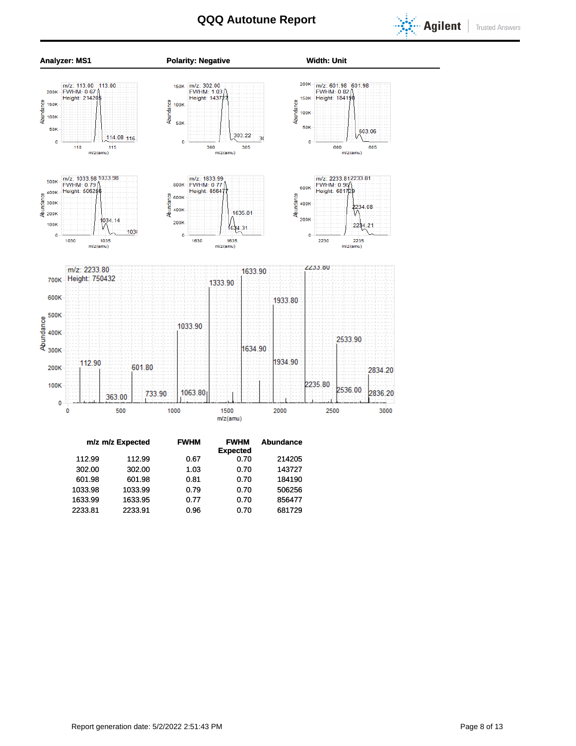# QQQ Autotune Report

**Analyzer: MS1** **Polarity: Negative** **Width: Unit**

| m/z | m/z Expected | FWHM | FWHM Expected | Abundance |
|---|---|---|---|---|
| 112.99 | 112.99 | 0.67 | 0.70 | 214205 |
| 302.00 | 302.00 | 1.03 | 0.70 | 143727 |
| 601.98 | 601.98 | 0.81 | 0.70 | 184190 |
| 1033.98 | 1033.99 | 0.79 | 0.70 | 506256 |
| 1633.99 | 1633.95 | 0.77 | 0.70 | 856477 |
| 2233.81 | 2233.91 | 0.96 | 0.70 | 681729 |

Report generation date: 5/2/2022 2:51:43 PM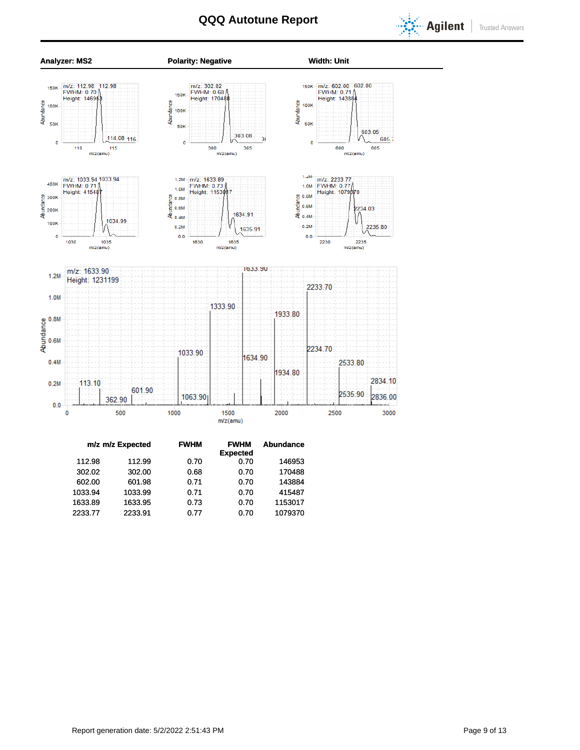# QQQ Autotune Report

**Analyzer: MS2** **Polarity: Negative** **Width: Unit**

| m/z | m/z Expected | FWHM | FWHM Expected | Abundance |
|---|---|---|---|---|
| 112.98 | 112.99 | 0.70 | 0.70 | 146953 |
| 302.02 | 302.00 | 0.68 | 0.70 | 170488 |
| 602.00 | 601.98 | 0.71 | 0.70 | 143884 |
| 1033.94 | 1033.99 | 0.71 | 0.70 | 415487 |
| 1633.89 | 1633.95 | 0.73 | 0.70 | 1153017 |
| 2233.77 | 2233.91 | 0.77 | 0.70 | 1079370 |

Report generation date: 5/2/2022 2:51:43 PM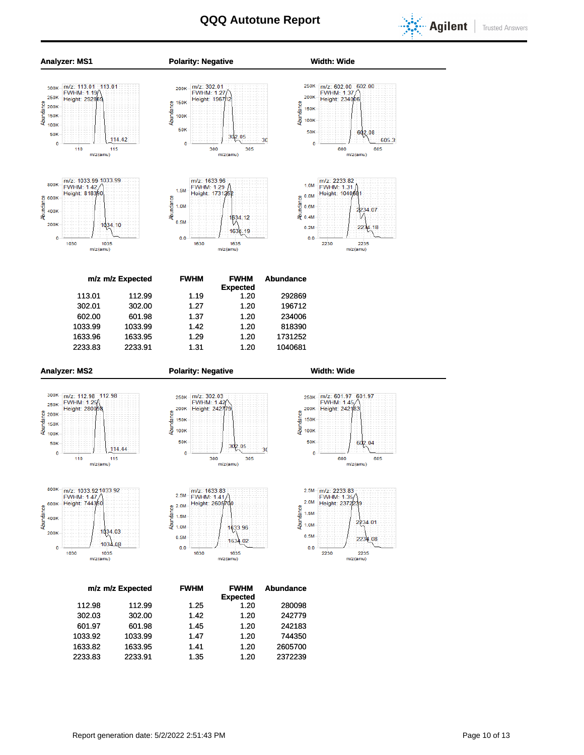# QQQ Autotune Report

**Analyzer: MS1** **Polarity: Negative** **Width: Wide**

| m/z | m/z Expected | FWHM | FWHM Expected | Abundance |
|---|---|---|---|---|
| 113.01 | 112.99 | 1.19 | 1.20 | 292869 |
| 302.01 | 302.00 | 1.27 | 1.20 | 196712 |
| 602.00 | 601.98 | 1.37 | 1.20 | 234006 |
| 1033.99 | 1033.99 | 1.42 | 1.20 | 818390 |
| 1633.96 | 1633.95 | 1.29 | 1.20 | 1731252 |
| 2233.83 | 2233.91 | 1.31 | 1.20 | 1040681 |

**Analyzer: MS2** **Polarity: Negative** **Width: Wide**

| m/z | m/z Expected | FWHM | FWHM Expected | Abundance |
|---|---|---|---|---|
| 112.98 | 112.99 | 1.25 | 1.20 | 280098 |
| 302.03 | 302.00 | 1.42 | 1.20 | 242779 |
| 601.97 | 601.98 | 1.45 | 1.20 | 242183 |
| 1033.92 | 1033.99 | 1.47 | 1.20 | 744350 |
| 1633.82 | 1633.95 | 1.41 | 1.20 | 2605700 |
| 2233.83 | 2233.91 | 1.35 | 1.20 | 2372239 |

Report generation date: 5/2/2022 2:51:43 PM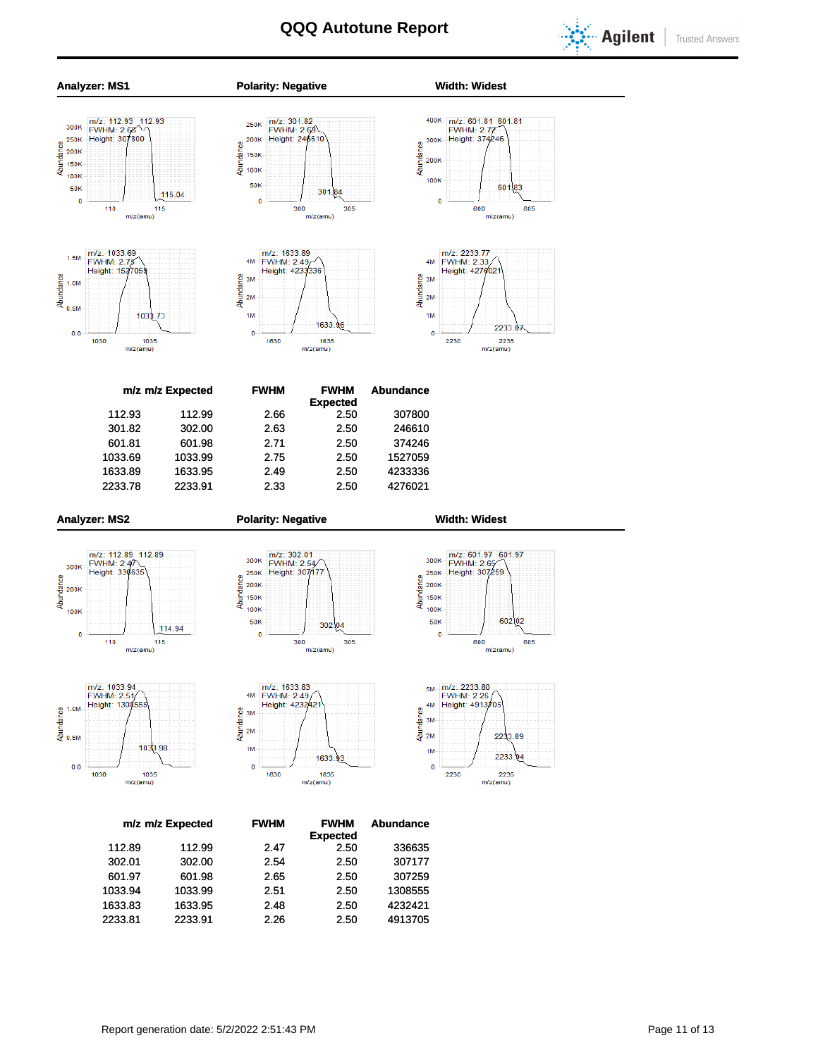# QQQ Autotune Report

**Analyzer: MS1** | **Polarity: Negative** | **Width: Widest**

| m/z | m/z Expected | FWHM | FWHM Expected | Abundance |
|---|---|---|---|---|
| 112.93 | 112.99 | 2.66 | 2.50 | 307800 |
| 301.82 | 302.00 | 2.63 | 2.50 | 246610 |
| 601.81 | 601.98 | 2.71 | 2.50 | 374246 |
| 1033.69 | 1033.99 | 2.75 | 2.50 | 1527059 |
| 1633.89 | 1633.95 | 2.49 | 2.50 | 4233336 |
| 2233.78 | 2233.91 | 2.33 | 2.50 | 4276021 |

**Analyzer: MS2** | **Polarity: Negative** | **Width: Widest**

| m/z | m/z Expected | FWHM | FWHM Expected | Abundance |
|---|---|---|---|---|
| 112.89 | 112.99 | 2.47 | 2.50 | 336635 |
| 302.01 | 302.00 | 2.54 | 2.50 | 307177 |
| 601.97 | 601.98 | 2.65 | 2.50 | 307259 |
| 1033.94 | 1033.99 | 2.51 | 2.50 | 1308555 |
| 1633.83 | 1633.95 | 2.48 | 2.50 | 4232421 |
| 2233.81 | 2233.91 | 2.26 | 2.50 | 4913705 |

Report generation date: 5/2/2022 2:51:43 PM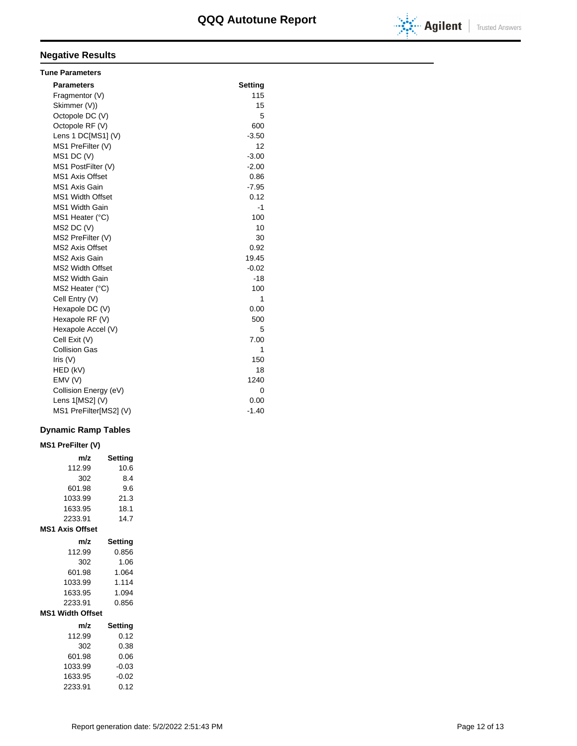## Negative Results

### Tune Parameters

| Parameters | Setting |
|---|---|
| Fragmentor (V) | 115 |
| Skimmer (V)) | 15 |
| Octopole DC (V) | 5 |
| Octopole RF (V) | 600 |
| Lens 1 DC[MS1] (V) | -3.50 |
| MS1 PreFilter (V) | 12 |
| MS1 DC (V) | -3.00 |
| MS1 PostFilter (V) | -2.00 |
| MS1 Axis Offset | 0.86 |
| MS1 Axis Gain | -7.95 |
| MS1 Width Offset | 0.12 |
| MS1 Width Gain | -1 |
| MS1 Heater (°C) | 100 |
| MS2 DC (V) | 10 |
| MS2 PreFilter (V) | 30 |
| MS2 Axis Offset | 0.92 |
| MS2 Axis Gain | 19.45 |
| MS2 Width Offset | -0.02 |
| MS2 Width Gain | -18 |
| MS2 Heater (°C) | 100 |
| Cell Entry (V) | 1 |
| Hexapole DC (V) | 0.00 |
| Hexapole RF (V) | 500 |
| Hexapole Accel (V) | 5 |
| Cell Exit (V) | 7.00 |
| Collision Gas | 1 |
| Iris (V) | 150 |
| HED (kV) | 18 |
| EMV (V) | 1240 |
| Collision Energy (eV) | 0 |
| Lens 1[MS2] (V) | 0.00 |
| MS1 PreFilter[MS2] (V) | -1.40 |

### Dynamic Ramp Tables

**MS1 PreFilter (V)**

| m/z | Setting |
|---|---|
| 112.99 | 10.6 |
| 302 | 8.4 |
| 601.98 | 9.6 |
| 1033.99 | 21.3 |
| 1633.95 | 18.1 |
| 2233.91 | 14.7 |

**MS1 Axis Offset**

| m/z | Setting |
|---|---|
| 112.99 | 0.856 |
| 302 | 1.06 |
| 601.98 | 1.064 |
| 1033.99 | 1.114 |
| 1633.95 | 1.094 |
| 2233.91 | 0.856 |

**MS1 Width Offset**

| m/z | Setting |
|---|---|
| 112.99 | 0.12 |
| 302 | 0.38 |
| 601.98 | 0.06 |
| 1033.99 | -0.03 |
| 1633.95 | -0.02 |
| 2233.91 | 0.12 |

Report generation date: 5/2/2022 2:51:43 PM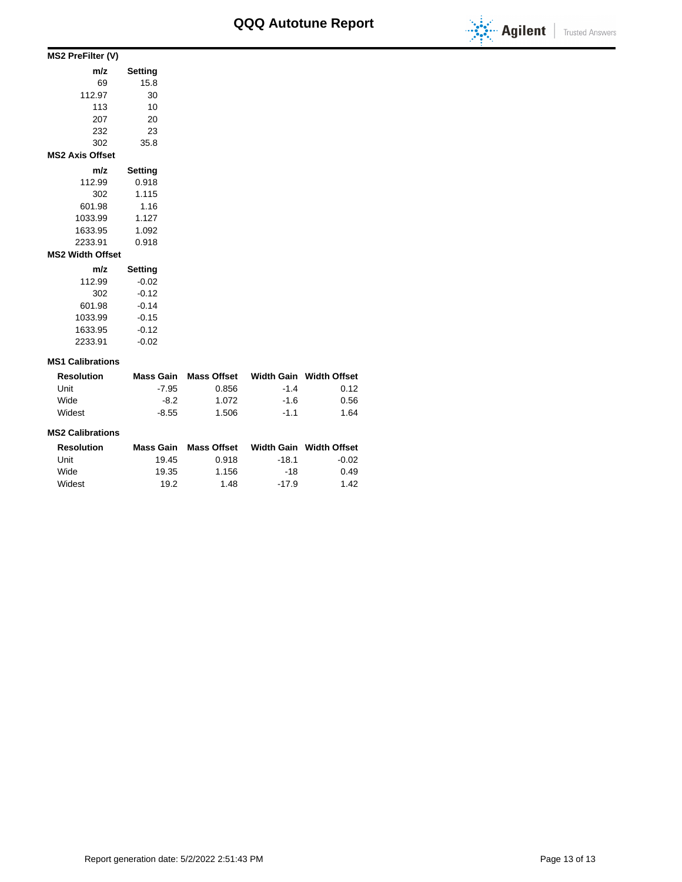# QQQ Autotune Report

### MS2 PreFilter (V)

| m/z | Setting |
|---|---|
| 69 | 15.8 |
| 112.97 | 30 |
| 113 | 10 |
| 207 | 20 |
| 232 | 23 |
| 302 | 35.8 |

### MS2 Axis Offset

| m/z | Setting |
|---|---|
| 112.99 | 0.918 |
| 302 | 1.115 |
| 601.98 | 1.16 |
| 1033.99 | 1.127 |
| 1633.95 | 1.092 |
| 2233.91 | 0.918 |

### MS2 Width Offset

| m/z | Setting |
|---|---|
| 112.99 | -0.02 |
| 302 | -0.12 |
| 601.98 | -0.14 |
| 1033.99 | -0.15 |
| 1633.95 | -0.12 |
| 2233.91 | -0.02 |

### MS1 Calibrations

| Resolution | Mass Gain | Mass Offset | Width Gain | Width Offset |
|---|---|---|---|---|
| Unit | -7.95 | 0.856 | -1.4 | 0.12 |
| Wide | -8.2 | 1.072 | -1.6 | 0.56 |
| Widest | -8.55 | 1.506 | -1.1 | 1.64 |

### MS2 Calibrations

| Resolution | Mass Gain | Mass Offset | Width Gain | Width Offset |
|---|---|---|---|---|
| Unit | 19.45 | 0.918 | -18.1 | -0.02 |
| Wide | 19.35 | 1.156 | -18 | 0.49 |
| Widest | 19.2 | 1.48 | -17.9 | 1.42 |

Report generation date: 5/2/2022 2:51:43 PM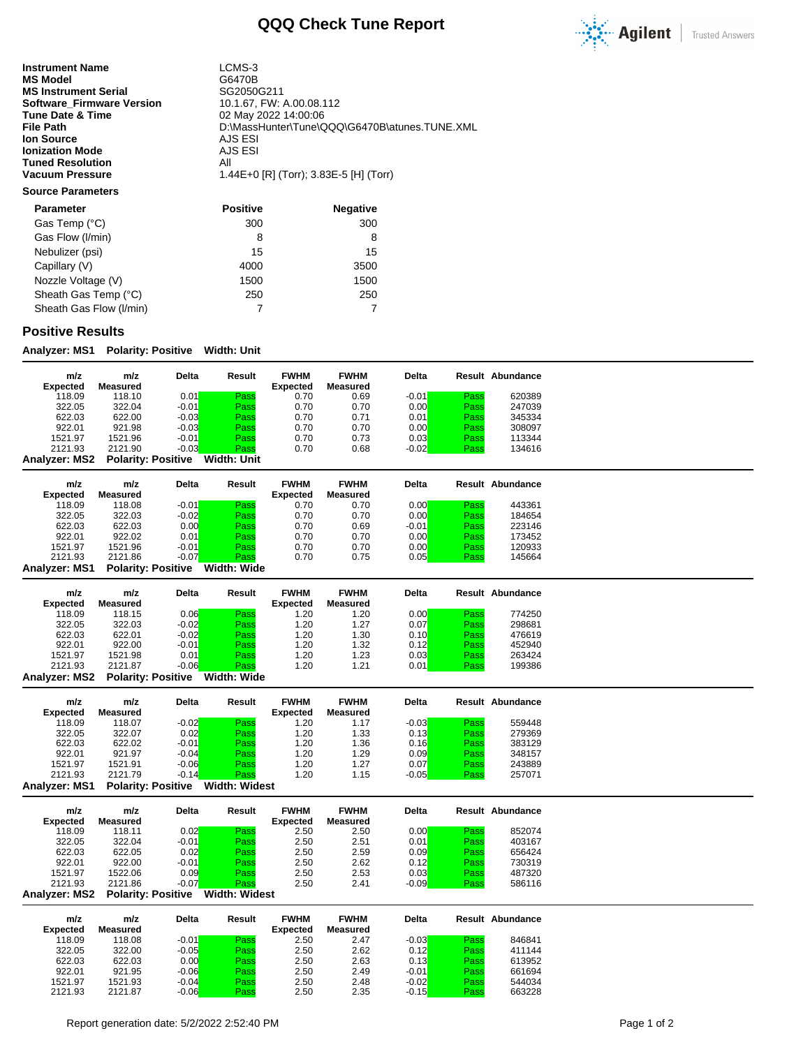# QQQ Check Tune Report

| | |
|---|---|
| **Instrument Name** | LCMS-3 |
| **MS Model** | G6470B |
| **MS Instrument Serial** | SG2050G211 |
| **Software_Firmware Version** | 10.1.67, FW: A.00.08.112 |
| **Tune Date & Time** | 02 May 2022 14:00:06 |
| **File Path** | D:\MassHunter\Tune\QQQ\G6470B\atunes.TUNE.XML |
| **Ion Source** | AJS ESI |
| **Ionization Mode** | AJS ESI |
| **Tuned Resolution** | All |
| **Vacuum Pressure** | 1.44E+0 [R] (Torr); 3.83E-5 [H] (Torr) |

**Source Parameters**

| Parameter | Positive | Negative |
|---|---|---|
| Gas Temp (°C) | 300 | 300 |
| Gas Flow (l/min) | 8 | 8 |
| Nebulizer (psi) | 15 | 15 |
| Capillary (V) | 4000 | 3500 |
| Nozzle Voltage (V) | 1500 | 1500 |
| Sheath Gas Temp (°C) | 250 | 250 |
| Sheath Gas Flow (l/min) | 7 | 7 |

## Positive Results

**Analyzer: MS1 Polarity: Positive Width: Unit**

| m/z Expected | m/z Measured | Delta | Result | FWHM Expected | FWHM Measured | Delta | Result | Abundance |
|---|---|---|---|---|---|---|---|---|
| 118.09 | 118.10 | 0.01 | Pass | 0.70 | 0.69 | -0.01 | Pass | 620389 |
| 322.05 | 322.04 | -0.01 | Pass | 0.70 | 0.70 | 0.00 | Pass | 247039 |
| 622.03 | 622.00 | -0.03 | Pass | 0.70 | 0.71 | 0.01 | Pass | 345334 |
| 922.01 | 921.98 | -0.03 | Pass | 0.70 | 0.70 | 0.00 | Pass | 308097 |
| 1521.97 | 1521.96 | -0.01 | Pass | 0.70 | 0.73 | 0.03 | Pass | 113344 |
| 2121.93 | 2121.90 | -0.03 | Pass | 0.70 | 0.68 | -0.02 | Pass | 134616 |

**Analyzer: MS2 Polarity: Positive Width: Unit**

| m/z Expected | m/z Measured | Delta | Result | FWHM Expected | FWHM Measured | Delta | Result | Abundance |
|---|---|---|---|---|---|---|---|---|
| 118.09 | 118.08 | -0.01 | Pass | 0.70 | 0.70 | 0.00 | Pass | 443361 |
| 322.05 | 322.03 | -0.02 | Pass | 0.70 | 0.70 | 0.00 | Pass | 184654 |
| 622.03 | 622.03 | 0.00 | Pass | 0.70 | 0.69 | -0.01 | Pass | 223146 |
| 922.01 | 922.02 | 0.01 | Pass | 0.70 | 0.70 | 0.00 | Pass | 173452 |
| 1521.97 | 1521.96 | -0.01 | Pass | 0.70 | 0.70 | 0.00 | Pass | 120933 |
| 2121.93 | 2121.86 | -0.07 | Pass | 0.70 | 0.75 | 0.05 | Pass | 145664 |

**Analyzer: MS1 Polarity: Positive Width: Wide**

| m/z Expected | m/z Measured | Delta | Result | FWHM Expected | FWHM Measured | Delta | Result | Abundance |
|---|---|---|---|---|---|---|---|---|
| 118.09 | 118.15 | 0.06 | Pass | 1.20 | 1.20 | 0.00 | Pass | 774250 |
| 322.05 | 322.03 | -0.02 | Pass | 1.20 | 1.27 | 0.07 | Pass | 298681 |
| 622.03 | 622.01 | -0.02 | Pass | 1.20 | 1.30 | 0.10 | Pass | 476619 |
| 922.01 | 922.00 | -0.01 | Pass | 1.20 | 1.32 | 0.12 | Pass | 452940 |
| 1521.97 | 1521.98 | 0.01 | Pass | 1.20 | 1.23 | 0.03 | Pass | 263424 |
| 2121.93 | 2121.87 | -0.06 | Pass | 1.20 | 1.21 | 0.01 | Pass | 199386 |

**Analyzer: MS2 Polarity: Positive Width: Wide**

| m/z Expected | m/z Measured | Delta | Result | FWHM Expected | FWHM Measured | Delta | Result | Abundance |
|---|---|---|---|---|---|---|---|---|
| 118.09 | 118.07 | -0.02 | Pass | 1.20 | 1.17 | -0.03 | Pass | 559448 |
| 322.05 | 322.07 | 0.02 | Pass | 1.20 | 1.33 | 0.13 | Pass | 279369 |
| 622.03 | 622.02 | -0.01 | Pass | 1.20 | 1.36 | 0.16 | Pass | 383129 |
| 922.01 | 921.97 | -0.04 | Pass | 1.20 | 1.29 | 0.09 | Pass | 348157 |
| 1521.97 | 1521.91 | -0.06 | Pass | 1.20 | 1.27 | 0.07 | Pass | 243889 |
| 2121.93 | 2121.79 | -0.14 | Pass | 1.20 | 1.15 | -0.05 | Pass | 257071 |

**Analyzer: MS1 Polarity: Positive Width: Widest**

| m/z Expected | m/z Measured | Delta | Result | FWHM Expected | FWHM Measured | Delta | Result | Abundance |
|---|---|---|---|---|---|---|---|---|
| 118.09 | 118.11 | 0.02 | Pass | 2.50 | 2.50 | 0.00 | Pass | 852074 |
| 322.05 | 322.04 | -0.01 | Pass | 2.50 | 2.51 | 0.01 | Pass | 403167 |
| 622.03 | 622.05 | 0.02 | Pass | 2.50 | 2.59 | 0.09 | Pass | 656424 |
| 922.01 | 922.00 | -0.01 | Pass | 2.50 | 2.62 | 0.12 | Pass | 730319 |
| 1521.97 | 1522.06 | 0.09 | Pass | 2.50 | 2.53 | 0.03 | Pass | 487320 |
| 2121.93 | 2121.86 | -0.07 | Pass | 2.50 | 2.41 | -0.09 | Pass | 586116 |

**Analyzer: MS2 Polarity: Positive Width: Widest**

| m/z Expected | m/z Measured | Delta | Result | FWHM Expected | FWHM Measured | Delta | Result | Abundance |
|---|---|---|---|---|---|---|---|---|
| 118.09 | 118.08 | -0.01 | Pass | 2.50 | 2.47 | -0.03 | Pass | 846841 |
| 322.05 | 322.00 | -0.05 | Pass | 2.50 | 2.62 | 0.12 | Pass | 411144 |
| 622.03 | 622.03 | 0.00 | Pass | 2.50 | 2.63 | 0.13 | Pass | 613952 |
| 922.01 | 921.95 | -0.06 | Pass | 2.50 | 2.49 | -0.01 | Pass | 661694 |
| 1521.97 | 1521.93 | -0.04 | Pass | 2.50 | 2.48 | -0.02 | Pass | 544034 |
| 2121.93 | 2121.87 | -0.06 | Pass | 2.50 | 2.35 | -0.15 | Pass | 663228 |

Report generation date: 5/2/2022 2:52:40 PM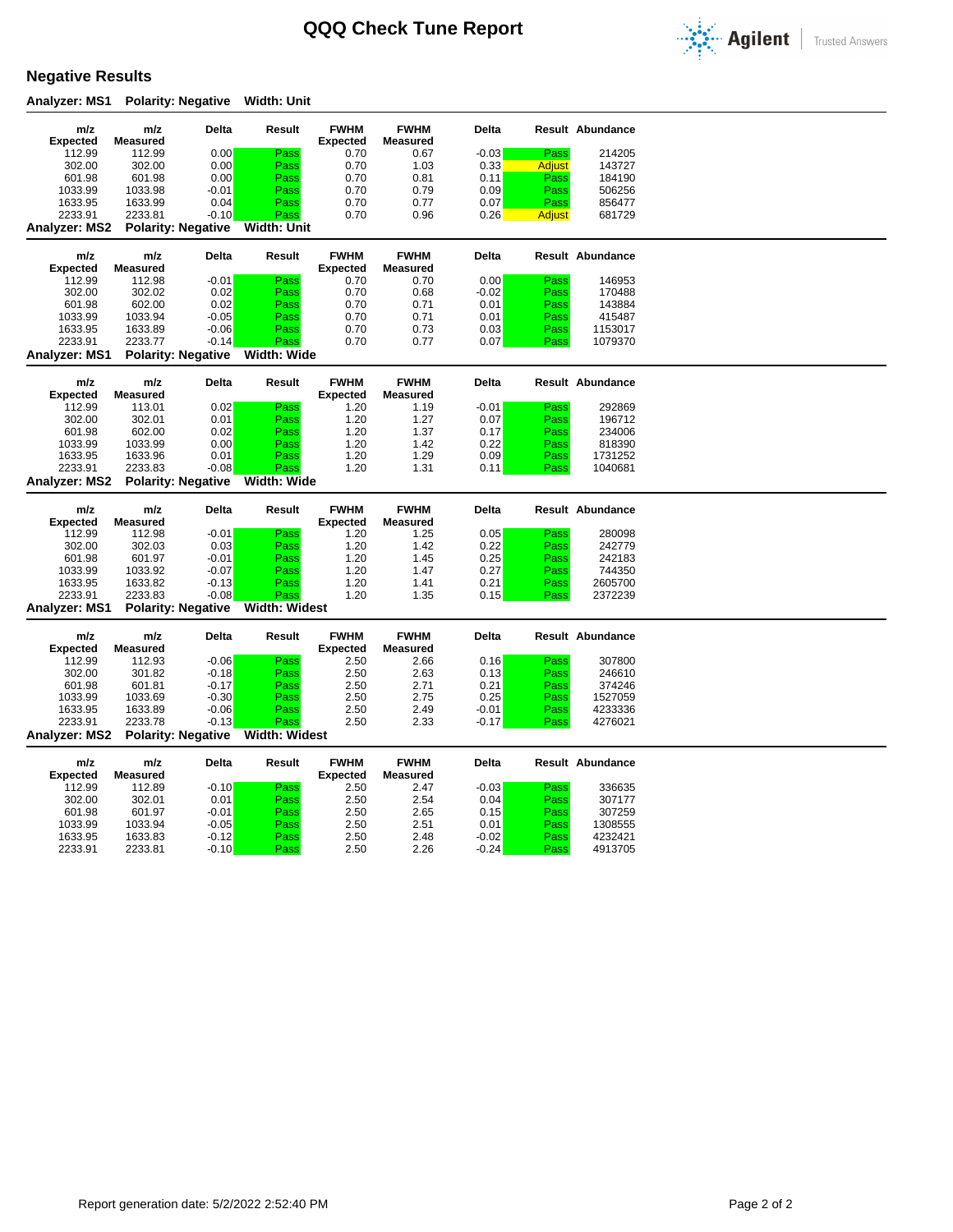# QQQ Check Tune Report

## Negative Results

### Analyzer: MS1 Polarity: Negative Width: Unit

| m/z Expected | m/z Measured | Delta | Result | FWHM Expected | FWHM Measured | Delta | Result | Abundance |
|---|---|---|---|---|---|---|---|---|
| 112.99 | 112.99 | 0.00 | Pass | 0.70 | 0.67 | -0.03 | Pass | 214205 |
| 302.00 | 302.00 | 0.00 | Pass | 0.70 | 1.03 | 0.33 | Adjust | 143727 |
| 601.98 | 601.98 | 0.00 | Pass | 0.70 | 0.81 | 0.11 | Pass | 184190 |
| 1033.99 | 1033.98 | -0.01 | Pass | 0.70 | 0.79 | 0.09 | Pass | 506256 |
| 1633.95 | 1633.99 | 0.04 | Pass | 0.70 | 0.77 | 0.07 | Pass | 856477 |
| 2233.91 | 2233.81 | -0.10 | Pass | 0.70 | 0.96 | 0.26 | Adjust | 681729 |

### Analyzer: MS2 Polarity: Negative Width: Unit

| m/z Expected | m/z Measured | Delta | Result | FWHM Expected | FWHM Measured | Delta | Result | Abundance |
|---|---|---|---|---|---|---|---|---|
| 112.99 | 112.98 | -0.01 | Pass | 0.70 | 0.70 | 0.00 | Pass | 146953 |
| 302.00 | 302.02 | 0.02 | Pass | 0.70 | 0.68 | -0.02 | Pass | 170488 |
| 601.98 | 602.00 | 0.02 | Pass | 0.70 | 0.71 | 0.01 | Pass | 143884 |
| 1033.99 | 1033.94 | -0.05 | Pass | 0.70 | 0.71 | 0.01 | Pass | 415487 |
| 1633.95 | 1633.89 | -0.06 | Pass | 0.70 | 0.73 | 0.03 | Pass | 1153017 |
| 2233.91 | 2233.77 | -0.14 | Pass | 0.70 | 0.77 | 0.07 | Pass | 1079370 |

### Analyzer: MS1 Polarity: Negative Width: Wide

| m/z Expected | m/z Measured | Delta | Result | FWHM Expected | FWHM Measured | Delta | Result | Abundance |
|---|---|---|---|---|---|---|---|---|
| 112.99 | 113.01 | 0.02 | Pass | 1.20 | 1.19 | -0.01 | Pass | 292869 |
| 302.00 | 302.01 | 0.01 | Pass | 1.20 | 1.27 | 0.07 | Pass | 196712 |
| 601.98 | 602.00 | 0.02 | Pass | 1.20 | 1.37 | 0.17 | Pass | 234006 |
| 1033.99 | 1033.99 | 0.00 | Pass | 1.20 | 1.42 | 0.22 | Pass | 818390 |
| 1633.95 | 1633.96 | 0.01 | Pass | 1.20 | 1.29 | 0.09 | Pass | 1731252 |
| 2233.91 | 2233.83 | -0.08 | Pass | 1.20 | 1.31 | 0.11 | Pass | 1040681 |

### Analyzer: MS2 Polarity: Negative Width: Wide

| m/z Expected | m/z Measured | Delta | Result | FWHM Expected | FWHM Measured | Delta | Result | Abundance |
|---|---|---|---|---|---|---|---|---|
| 112.99 | 112.98 | -0.01 | Pass | 1.20 | 1.25 | 0.05 | Pass | 280098 |
| 302.00 | 302.03 | 0.03 | Pass | 1.20 | 1.42 | 0.22 | Pass | 242779 |
| 601.98 | 601.97 | -0.01 | Pass | 1.20 | 1.45 | 0.25 | Pass | 242183 |
| 1033.99 | 1033.92 | -0.07 | Pass | 1.20 | 1.47 | 0.27 | Pass | 744350 |
| 1633.95 | 1633.82 | -0.13 | Pass | 1.20 | 1.41 | 0.21 | Pass | 2605700 |
| 2233.91 | 2233.83 | -0.08 | Pass | 1.20 | 1.35 | 0.15 | Pass | 2372239 |

### Analyzer: MS1 Polarity: Negative Width: Widest

| m/z Expected | m/z Measured | Delta | Result | FWHM Expected | FWHM Measured | Delta | Result | Abundance |
|---|---|---|---|---|---|---|---|---|
| 112.99 | 112.93 | -0.06 | Pass | 2.50 | 2.66 | 0.16 | Pass | 307800 |
| 302.00 | 301.82 | -0.18 | Pass | 2.50 | 2.63 | 0.13 | Pass | 246610 |
| 601.98 | 601.81 | -0.17 | Pass | 2.50 | 2.71 | 0.21 | Pass | 374246 |
| 1033.99 | 1033.69 | -0.30 | Pass | 2.50 | 2.75 | 0.25 | Pass | 1527059 |
| 1633.95 | 1633.89 | -0.06 | Pass | 2.50 | 2.49 | -0.01 | Pass | 4233336 |
| 2233.91 | 2233.78 | -0.13 | Pass | 2.50 | 2.33 | -0.17 | Pass | 4276021 |

### Analyzer: MS2 Polarity: Negative Width: Widest

| m/z Expected | m/z Measured | Delta | Result | FWHM Expected | FWHM Measured | Delta | Result | Abundance |
|---|---|---|---|---|---|---|---|---|
| 112.99 | 112.89 | -0.10 | Pass | 2.50 | 2.47 | -0.03 | Pass | 336635 |
| 302.00 | 302.01 | 0.01 | Pass | 2.50 | 2.54 | 0.04 | Pass | 307177 |
| 601.98 | 601.97 | -0.01 | Pass | 2.50 | 2.65 | 0.15 | Pass | 307259 |
| 1033.99 | 1033.94 | -0.05 | Pass | 2.50 | 2.51 | 0.01 | Pass | 1308555 |
| 1633.95 | 1633.83 | -0.12 | Pass | 2.50 | 2.48 | -0.02 | Pass | 4232421 |
| 2233.91 | 2233.81 | -0.10 | Pass | 2.50 | 2.26 | -0.24 | Pass | 4913705 |

Report generation date: 5/2/2022 2:52:40 PM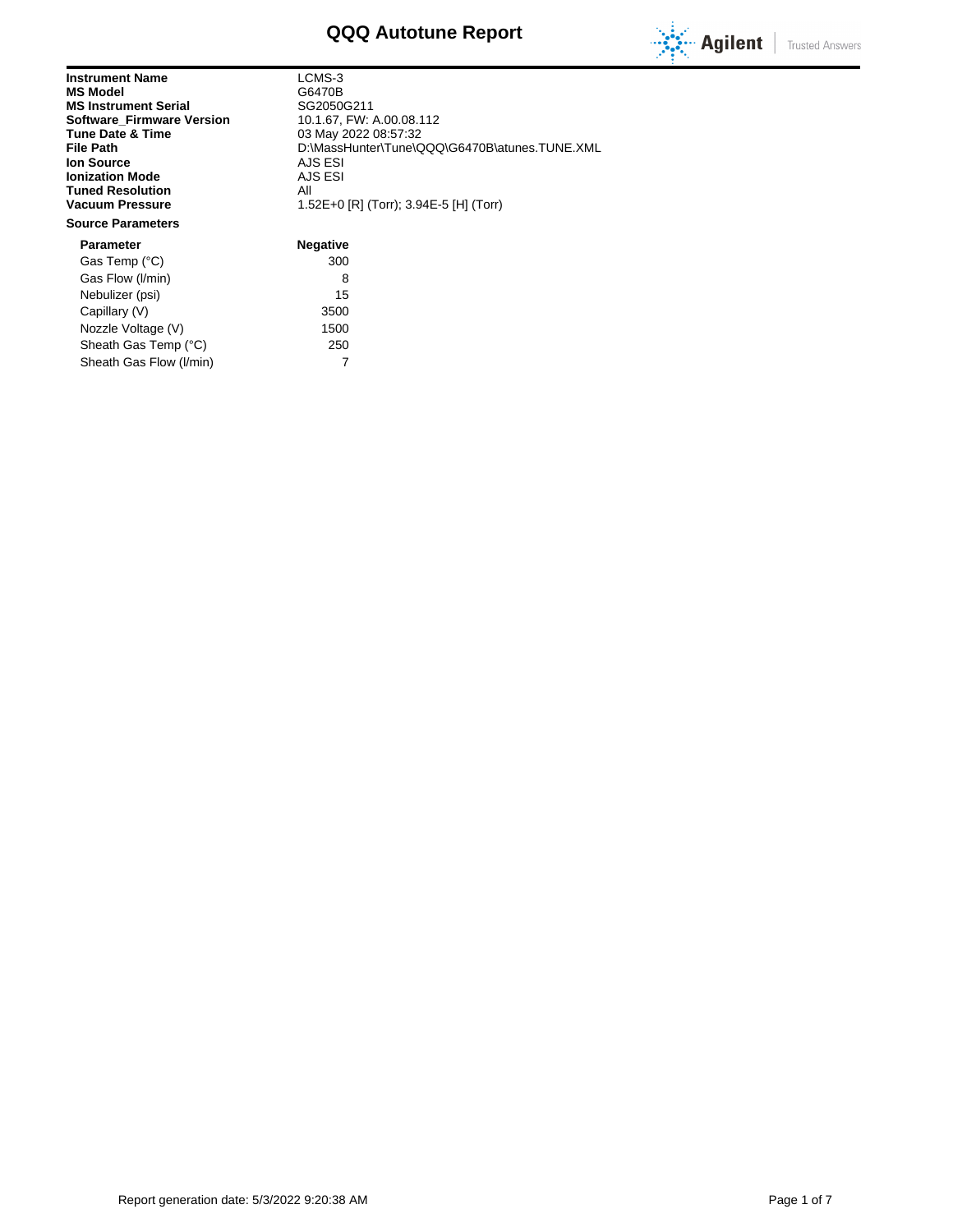# QQQ Autotune Report

| | |
|---|---|
| **Instrument Name** | LCMS-3 |
| **MS Model** | G6470B |
| **MS Instrument Serial** | SG2050G211 |
| **Software_Firmware Version** | 10.1.67, FW: A.00.08.112 |
| **Tune Date & Time** | 03 May 2022 08:57:32 |
| **File Path** | D:\MassHunter\Tune\QQQ\G6470B\atunes.TUNE.XML |
| **Ion Source** | AJS ESI |
| **Ionization Mode** | AJS ESI |
| **Tuned Resolution** | All |
| **Vacuum Pressure** | 1.52E+0 [R] (Torr); 3.94E-5 [H] (Torr) |

**Source Parameters**

| Parameter | Negative |
|---|---|
| Gas Temp (°C) | 300 |
| Gas Flow (l/min) | 8 |
| Nebulizer (psi) | 15 |
| Capillary (V) | 3500 |
| Nozzle Voltage (V) | 1500 |
| Sheath Gas Temp (°C) | 250 |
| Sheath Gas Flow (l/min) | 7 |

Report generation date: 5/3/2022 9:20:38 AM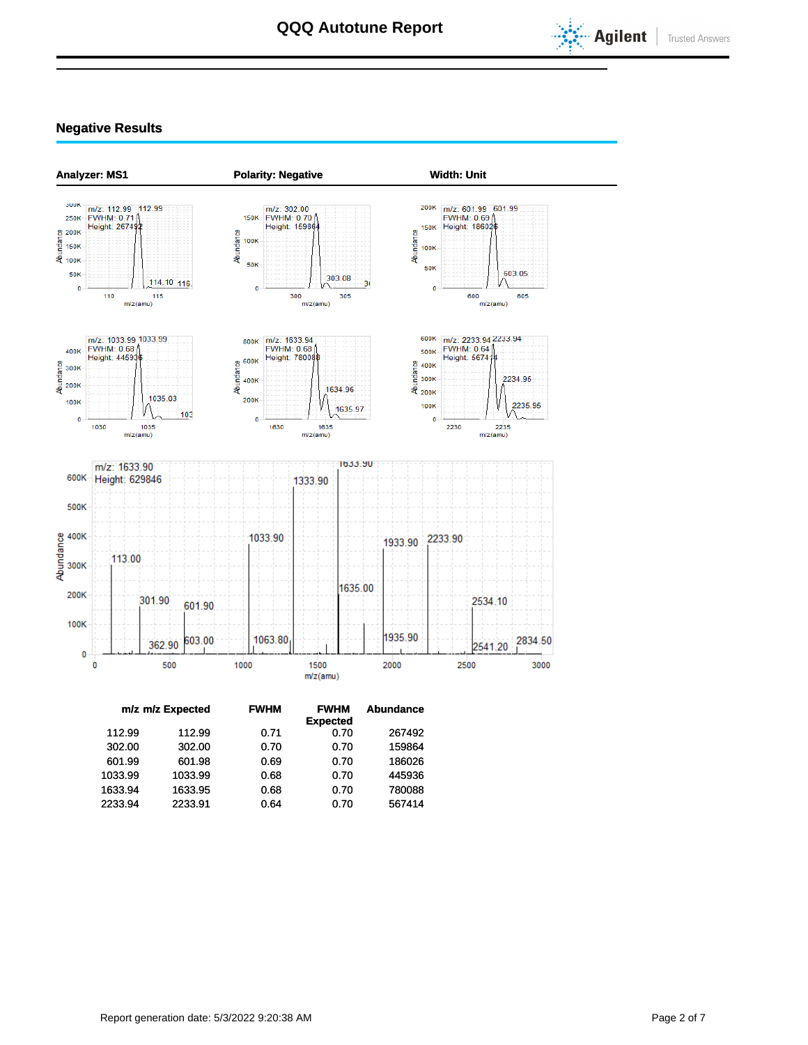## Negative Results

**Analyzer: MS1** **Polarity: Negative** **Width: Unit**

| m/z | m/z Expected | FWHM | FWHM Expected | Abundance |
|---|---|---|---|---|
| 112.99 | 112.99 | 0.71 | 0.70 | 267492 |
| 302.00 | 302.00 | 0.70 | 0.70 | 159864 |
| 601.99 | 601.98 | 0.69 | 0.70 | 186026 |
| 1033.99 | 1033.99 | 0.68 | 0.70 | 445936 |
| 1633.94 | 1633.95 | 0.68 | 0.70 | 780088 |
| 2233.94 | 2233.91 | 0.64 | 0.70 | 567414 |

Report generation date: 5/3/2022 9:20:38 AM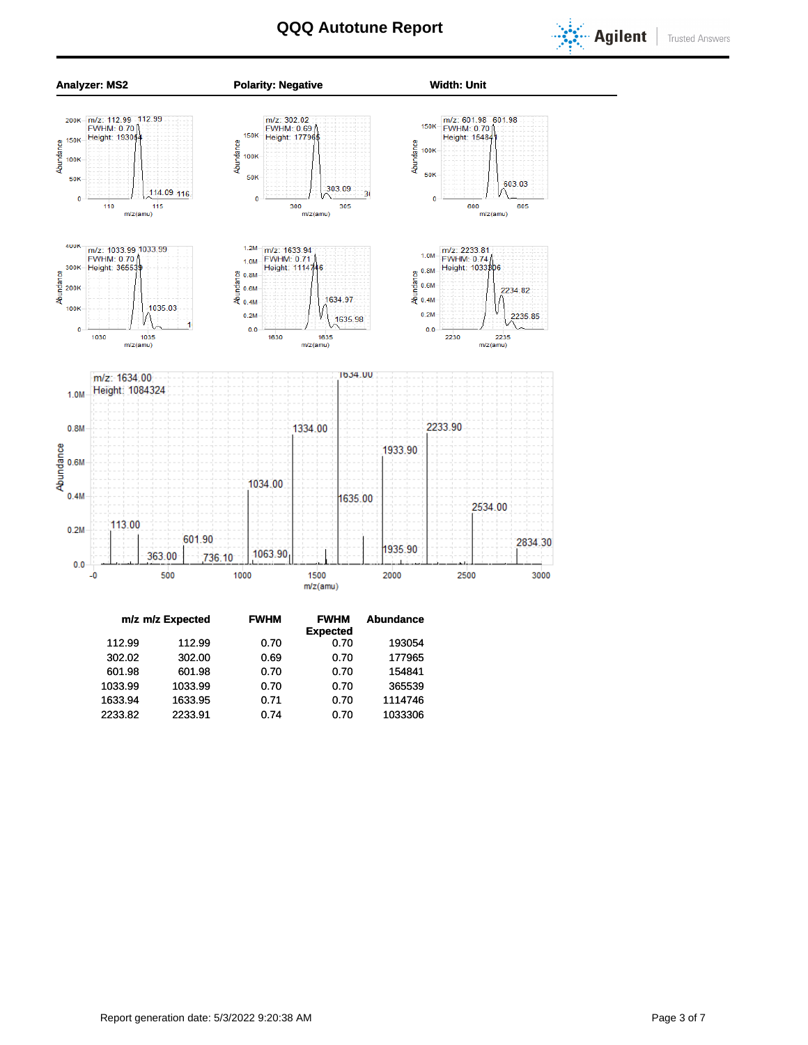# QQQ Autotune Report

**Analyzer: MS2** **Polarity: Negative** **Width: Unit**

| m/z | m/z Expected | FWHM | FWHM Expected | Abundance |
|---|---|---|---|---|
| 112.99 | 112.99 | 0.70 | 0.70 | 193054 |
| 302.02 | 302.00 | 0.69 | 0.70 | 177965 |
| 601.98 | 601.98 | 0.70 | 0.70 | 154841 |
| 1033.99 | 1033.99 | 0.70 | 0.70 | 365539 |
| 1633.94 | 1633.95 | 0.71 | 0.70 | 1114746 |
| 2233.82 | 2233.91 | 0.74 | 0.70 | 1033306 |

Report generation date: 5/3/2022 9:20:38 AM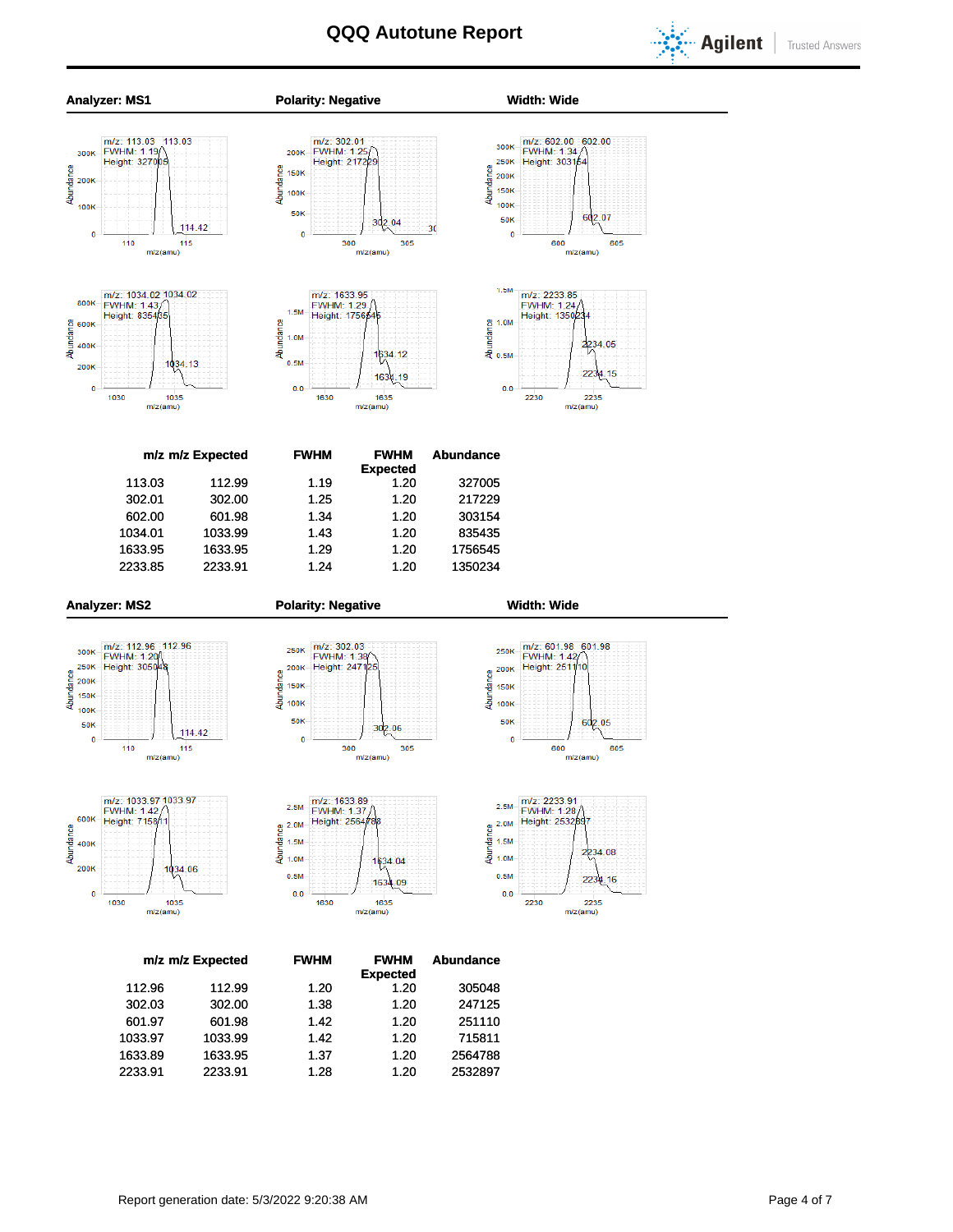# QQQ Autotune Report

**Analyzer: MS1** **Polarity: Negative** **Width: Wide**

| m/z | m/z Expected | FWHM | FWHM Expected | Abundance |
|---|---|---|---|---|
| 113.03 | 112.99 | 1.19 | 1.20 | 327005 |
| 302.01 | 302.00 | 1.25 | 1.20 | 217229 |
| 602.00 | 601.98 | 1.34 | 1.20 | 303154 |
| 1034.01 | 1033.99 | 1.43 | 1.20 | 835435 |
| 1633.95 | 1633.95 | 1.29 | 1.20 | 1756545 |
| 2233.85 | 2233.91 | 1.24 | 1.20 | 1350234 |

**Analyzer: MS2** **Polarity: Negative** **Width: Wide**

| m/z | m/z Expected | FWHM | FWHM Expected | Abundance |
|---|---|---|---|---|
| 112.96 | 112.99 | 1.20 | 1.20 | 305048 |
| 302.03 | 302.00 | 1.38 | 1.20 | 247125 |
| 601.97 | 601.98 | 1.42 | 1.20 | 251110 |
| 1033.97 | 1033.99 | 1.42 | 1.20 | 715811 |
| 1633.89 | 1633.95 | 1.37 | 1.20 | 2564788 |
| 2233.91 | 2233.91 | 1.28 | 1.20 | 2532897 |

Report generation date: 5/3/2022 9:20:38 AM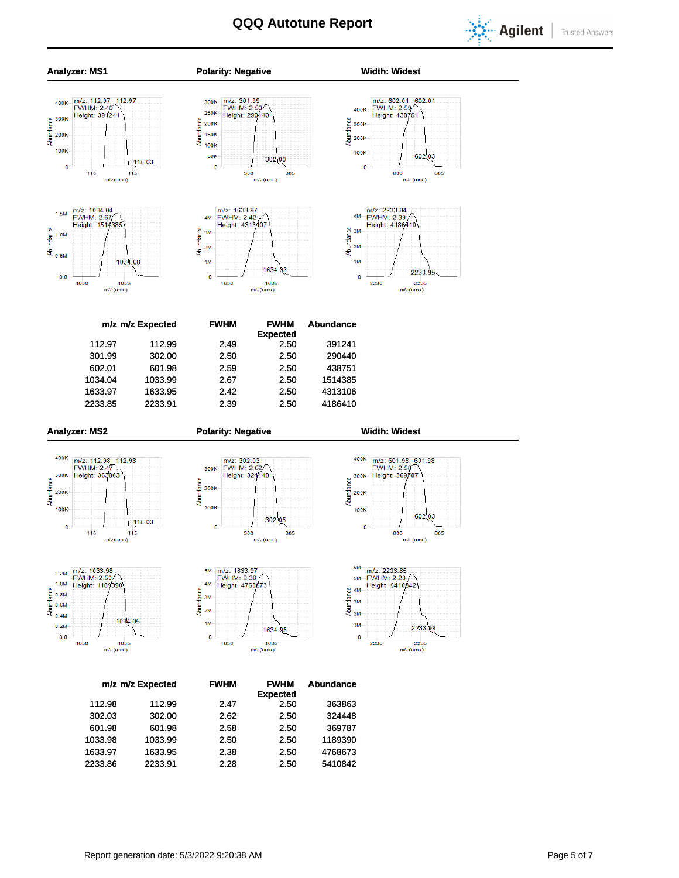# QQQ Autotune Report

**Analyzer: MS1** **Polarity: Negative** **Width: Widest**

| m/z | m/z Expected | FWHM | FWHM Expected | Abundance |
|---|---|---|---|---|
| 112.97 | 112.99 | 2.49 | 2.50 | 391241 |
| 301.99 | 302.00 | 2.50 | 2.50 | 290440 |
| 602.01 | 601.98 | 2.59 | 2.50 | 438751 |
| 1034.04 | 1033.99 | 2.67 | 2.50 | 1514385 |
| 1633.97 | 1633.95 | 2.42 | 2.50 | 4313106 |
| 2233.85 | 2233.91 | 2.39 | 2.50 | 4186410 |

**Analyzer: MS2** **Polarity: Negative** **Width: Widest**

| m/z | m/z Expected | FWHM | FWHM Expected | Abundance |
|---|---|---|---|---|
| 112.98 | 112.99 | 2.47 | 2.50 | 363863 |
| 302.03 | 302.00 | 2.62 | 2.50 | 324448 |
| 601.98 | 601.98 | 2.58 | 2.50 | 369787 |
| 1033.98 | 1033.99 | 2.50 | 2.50 | 1189390 |
| 1633.97 | 1633.95 | 2.38 | 2.50 | 4768673 |
| 2233.86 | 2233.91 | 2.28 | 2.50 | 5410842 |

Report generation date: 5/3/2022 9:20:38 AM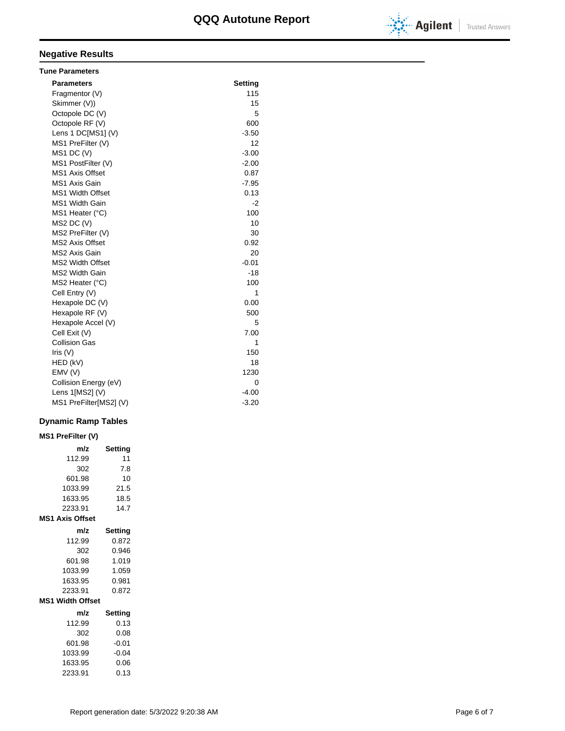## Negative Results

### Tune Parameters

| Parameters | Setting |
|---|---|
| Fragmentor (V) | 115 |
| Skimmer (V)) | 15 |
| Octopole DC (V) | 5 |
| Octopole RF (V) | 600 |
| Lens 1 DC[MS1] (V) | -3.50 |
| MS1 PreFilter (V) | 12 |
| MS1 DC (V) | -3.00 |
| MS1 PostFilter (V) | -2.00 |
| MS1 Axis Offset | 0.87 |
| MS1 Axis Gain | -7.95 |
| MS1 Width Offset | 0.13 |
| MS1 Width Gain | -2 |
| MS1 Heater (°C) | 100 |
| MS2 DC (V) | 10 |
| MS2 PreFilter (V) | 30 |
| MS2 Axis Offset | 0.92 |
| MS2 Axis Gain | 20 |
| MS2 Width Offset | -0.01 |
| MS2 Width Gain | -18 |
| MS2 Heater (°C) | 100 |
| Cell Entry (V) | 1 |
| Hexapole DC (V) | 0.00 |
| Hexapole RF (V) | 500 |
| Hexapole Accel (V) | 5 |
| Cell Exit (V) | 7.00 |
| Collision Gas | 1 |
| Iris (V) | 150 |
| HED (kV) | 18 |
| EMV (V) | 1230 |
| Collision Energy (eV) | 0 |
| Lens 1[MS2] (V) | -4.00 |
| MS1 PreFilter[MS2] (V) | -3.20 |

### Dynamic Ramp Tables

**MS1 PreFilter (V)**

| m/z | Setting |
|---|---|
| 112.99 | 11 |
| 302 | 7.8 |
| 601.98 | 10 |
| 1033.99 | 21.5 |
| 1633.95 | 18.5 |
| 2233.91 | 14.7 |

**MS1 Axis Offset**

| m/z | Setting |
|---|---|
| 112.99 | 0.872 |
| 302 | 0.946 |
| 601.98 | 1.019 |
| 1033.99 | 1.059 |
| 1633.95 | 0.981 |
| 2233.91 | 0.872 |

**MS1 Width Offset**

| m/z | Setting |
|---|---|
| 112.99 | 0.13 |
| 302 | 0.08 |
| 601.98 | -0.01 |
| 1033.99 | -0.04 |
| 1633.95 | 0.06 |
| 2233.91 | 0.13 |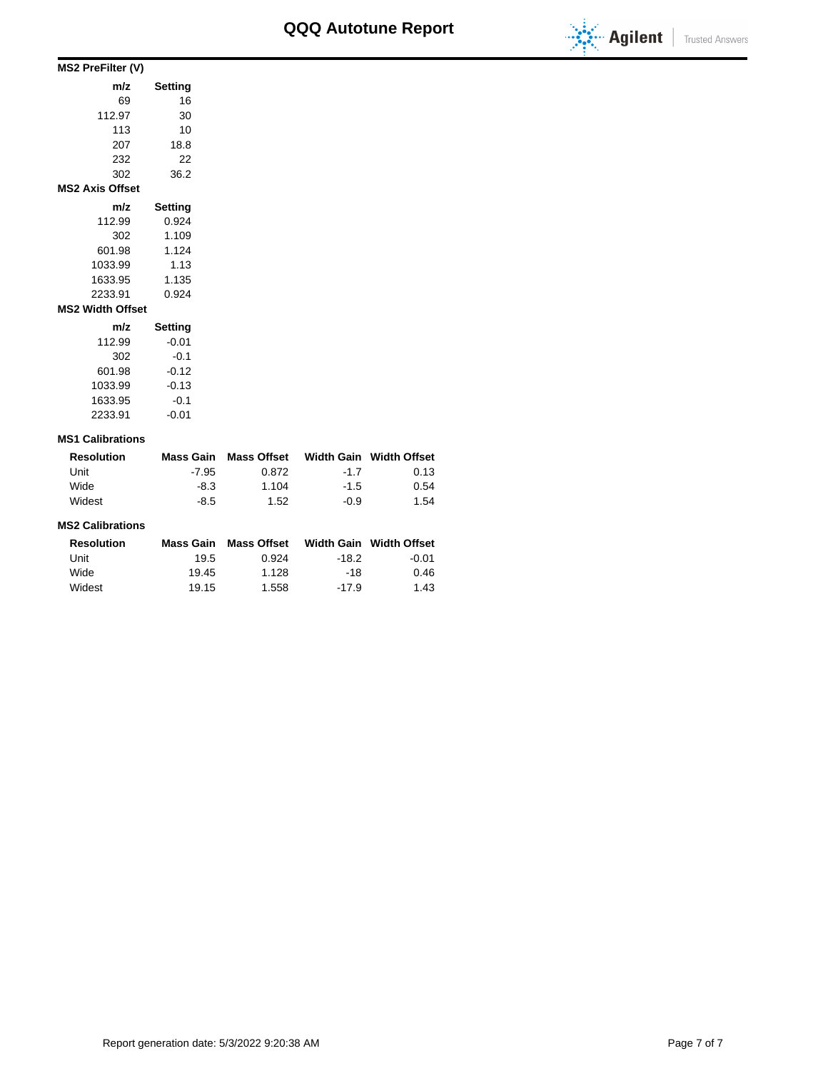# QQQ Autotune Report

**MS2 PreFilter (V)**

| m/z | Setting |
|---|---|
| 69 | 16 |
| 112.97 | 30 |
| 113 | 10 |
| 207 | 18.8 |
| 232 | 22 |
| 302 | 36.2 |

**MS2 Axis Offset**

| m/z | Setting |
|---|---|
| 112.99 | 0.924 |
| 302 | 1.109 |
| 601.98 | 1.124 |
| 1033.99 | 1.13 |
| 1633.95 | 1.135 |
| 2233.91 | 0.924 |

**MS2 Width Offset**

| m/z | Setting |
|---|---|
| 112.99 | -0.01 |
| 302 | -0.1 |
| 601.98 | -0.12 |
| 1033.99 | -0.13 |
| 1633.95 | -0.1 |
| 2233.91 | -0.01 |

**MS1 Calibrations**

| Resolution | Mass Gain | Mass Offset | Width Gain | Width Offset |
|---|---|---|---|---|
| Unit | -7.95 | 0.872 | -1.7 | 0.13 |
| Wide | -8.3 | 1.104 | -1.5 | 0.54 |
| Widest | -8.5 | 1.52 | -0.9 | 1.54 |

**MS2 Calibrations**

| Resolution | Mass Gain | Mass Offset | Width Gain | Width Offset |
|---|---|---|---|---|
| Unit | 19.5 | 0.924 | -18.2 | -0.01 |
| Wide | 19.45 | 1.128 | -18 | 0.46 |
| Widest | 19.15 | 1.558 | -17.9 | 1.43 |

Report generation date: 5/3/2022 9:20:38 AM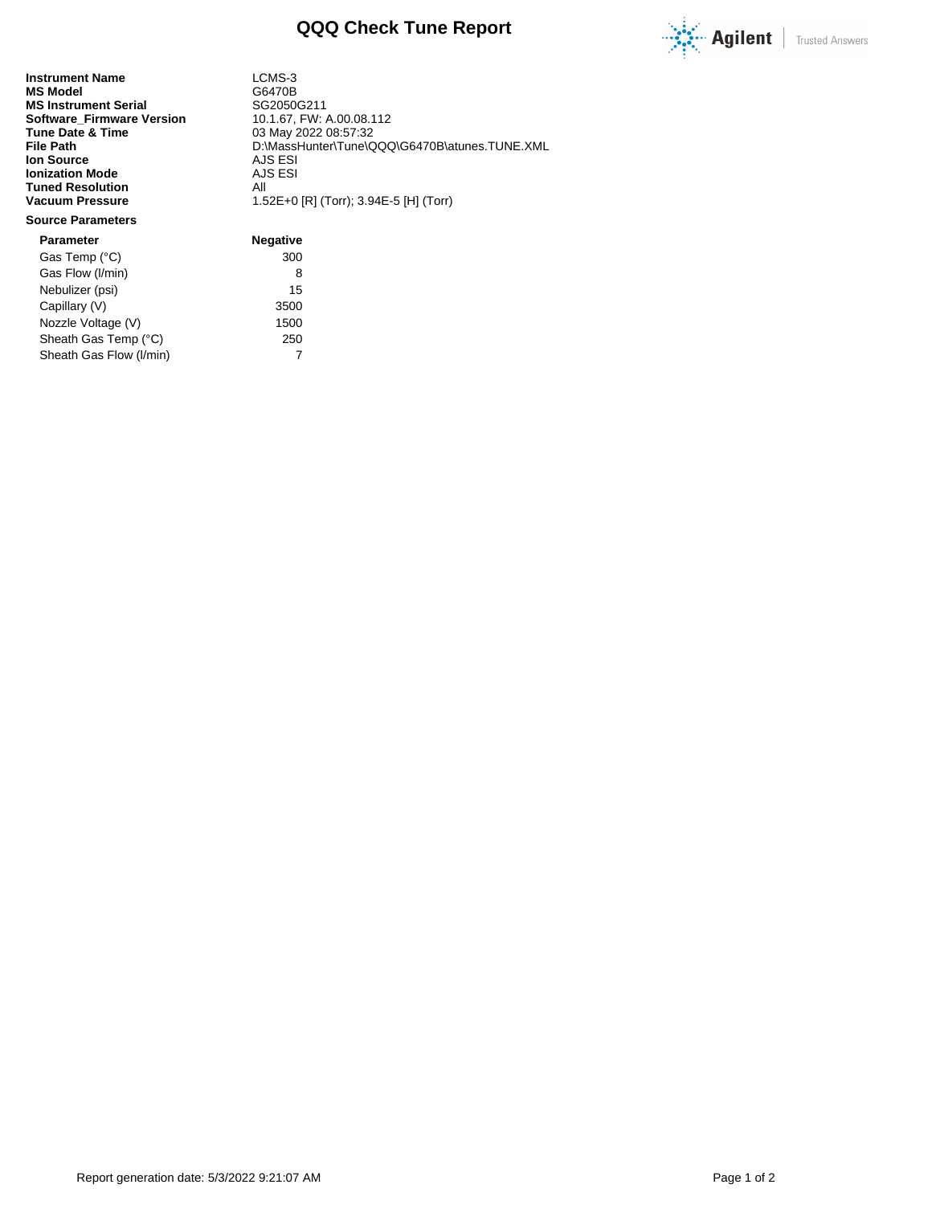# QQQ Check Tune Report

| | |
|---|---|
| **Instrument Name** | LCMS-3 |
| **MS Model** | G6470B |
| **MS Instrument Serial** | SG2050G211 |
| **Software_Firmware Version** | 10.1.67, FW: A.00.08.112 |
| **Tune Date & Time** | 03 May 2022 08:57:32 |
| **File Path** | D:\MassHunter\Tune\QQQ\G6470B\atunes.TUNE.XML |
| **Ion Source** | AJS ESI |
| **Ionization Mode** | AJS ESI |
| **Tuned Resolution** | All |
| **Vacuum Pressure** | 1.52E+0 [R] (Torr); 3.94E-5 [H] (Torr) |

**Source Parameters**

| Parameter | Negative |
|---|---|
| Gas Temp (°C) | 300 |
| Gas Flow (l/min) | 8 |
| Nebulizer (psi) | 15 |
| Capillary (V) | 3500 |
| Nozzle Voltage (V) | 1500 |
| Sheath Gas Temp (°C) | 250 |
| Sheath Gas Flow (l/min) | 7 |

Report generation date: 5/3/2022 9:21:07 AM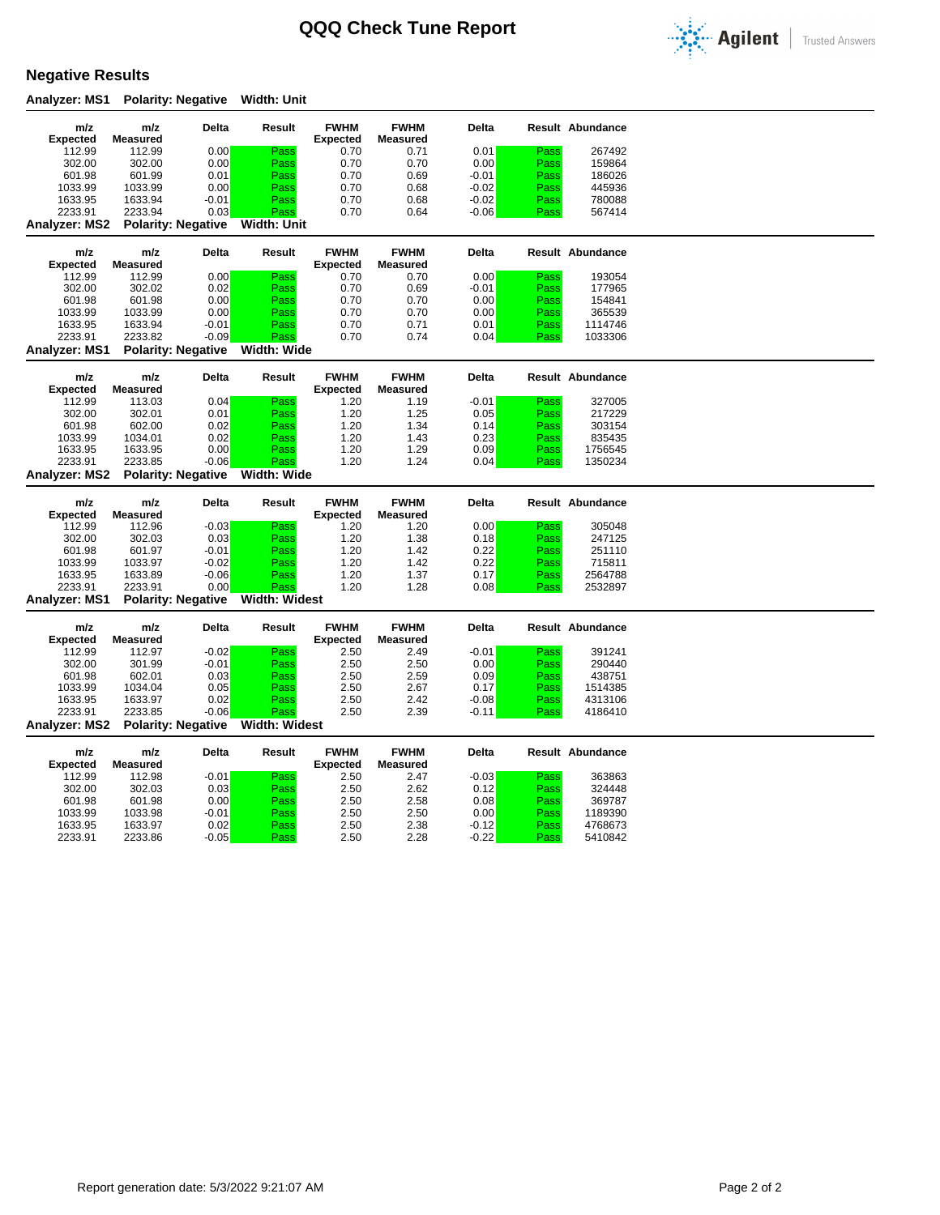# QQQ Check Tune Report

## Negative Results

**Analyzer: MS1 Polarity: Negative Width: Unit**

| m/z Expected | m/z Measured | Delta | Result | FWHM Expected | FWHM Measured | Delta | Result | Abundance |
|---|---|---|---|---|---|---|---|---|
| 112.99 | 112.99 | 0.00 | Pass | 0.70 | 0.71 | 0.01 | Pass | 267492 |
| 302.00 | 302.00 | 0.00 | Pass | 0.70 | 0.70 | 0.00 | Pass | 159864 |
| 601.98 | 601.99 | 0.01 | Pass | 0.70 | 0.69 | -0.01 | Pass | 186026 |
| 1033.99 | 1033.99 | 0.00 | Pass | 0.70 | 0.68 | -0.02 | Pass | 445936 |
| 1633.95 | 1633.94 | -0.01 | Pass | 0.70 | 0.68 | -0.02 | Pass | 780088 |
| 2233.91 | 2233.94 | 0.03 | Pass | 0.70 | 0.64 | -0.06 | Pass | 567414 |

**Analyzer: MS2 Polarity: Negative Width: Unit**

| m/z Expected | m/z Measured | Delta | Result | FWHM Expected | FWHM Measured | Delta | Result | Abundance |
|---|---|---|---|---|---|---|---|---|
| 112.99 | 112.99 | 0.00 | Pass | 0.70 | 0.70 | 0.00 | Pass | 193054 |
| 302.00 | 302.02 | 0.02 | Pass | 0.70 | 0.69 | -0.01 | Pass | 177965 |
| 601.98 | 601.98 | 0.00 | Pass | 0.70 | 0.70 | 0.00 | Pass | 154841 |
| 1033.99 | 1033.99 | 0.00 | Pass | 0.70 | 0.70 | 0.00 | Pass | 365539 |
| 1633.95 | 1633.94 | -0.01 | Pass | 0.70 | 0.71 | 0.01 | Pass | 1114746 |
| 2233.91 | 2233.82 | -0.09 | Pass | 0.70 | 0.74 | 0.04 | Pass | 1033306 |

**Analyzer: MS1 Polarity: Negative Width: Wide**

| m/z Expected | m/z Measured | Delta | Result | FWHM Expected | FWHM Measured | Delta | Result | Abundance |
|---|---|---|---|---|---|---|---|---|
| 112.99 | 113.03 | 0.04 | Pass | 1.20 | 1.19 | -0.01 | Pass | 327005 |
| 302.00 | 302.01 | 0.01 | Pass | 1.20 | 1.25 | 0.05 | Pass | 217229 |
| 601.98 | 602.00 | 0.02 | Pass | 1.20 | 1.34 | 0.14 | Pass | 303154 |
| 1033.99 | 1034.01 | 0.02 | Pass | 1.20 | 1.43 | 0.23 | Pass | 835435 |
| 1633.95 | 1633.95 | 0.00 | Pass | 1.20 | 1.29 | 0.09 | Pass | 1756545 |
| 2233.91 | 2233.85 | -0.06 | Pass | 1.20 | 1.24 | 0.04 | Pass | 1350234 |

**Analyzer: MS2 Polarity: Negative Width: Wide**

| m/z Expected | m/z Measured | Delta | Result | FWHM Expected | FWHM Measured | Delta | Result | Abundance |
|---|---|---|---|---|---|---|---|---|
| 112.99 | 112.96 | -0.03 | Pass | 1.20 | 1.20 | 0.00 | Pass | 305048 |
| 302.00 | 302.03 | 0.03 | Pass | 1.20 | 1.38 | 0.18 | Pass | 247125 |
| 601.98 | 601.97 | -0.01 | Pass | 1.20 | 1.42 | 0.22 | Pass | 251110 |
| 1033.99 | 1033.97 | -0.02 | Pass | 1.20 | 1.42 | 0.22 | Pass | 715811 |
| 1633.95 | 1633.89 | -0.06 | Pass | 1.20 | 1.37 | 0.17 | Pass | 2564788 |
| 2233.91 | 2233.91 | 0.00 | Pass | 1.20 | 1.28 | 0.08 | Pass | 2532897 |

**Analyzer: MS1 Polarity: Negative Width: Widest**

| m/z Expected | m/z Measured | Delta | Result | FWHM Expected | FWHM Measured | Delta | Result | Abundance |
|---|---|---|---|---|---|---|---|---|
| 112.99 | 112.97 | -0.02 | Pass | 2.50 | 2.49 | -0.01 | Pass | 391241 |
| 302.00 | 301.99 | -0.01 | Pass | 2.50 | 2.50 | 0.00 | Pass | 290440 |
| 601.98 | 602.01 | 0.03 | Pass | 2.50 | 2.59 | 0.09 | Pass | 438751 |
| 1033.99 | 1034.04 | 0.05 | Pass | 2.50 | 2.67 | 0.17 | Pass | 1514385 |
| 1633.95 | 1633.97 | 0.02 | Pass | 2.50 | 2.42 | -0.08 | Pass | 4313106 |
| 2233.91 | 2233.85 | -0.06 | Pass | 2.50 | 2.39 | -0.11 | Pass | 4186410 |

**Analyzer: MS2 Polarity: Negative Width: Widest**

| m/z Expected | m/z Measured | Delta | Result | FWHM Expected | FWHM Measured | Delta | Result | Abundance |
|---|---|---|---|---|---|---|---|---|
| 112.99 | 112.98 | -0.01 | Pass | 2.50 | 2.47 | -0.03 | Pass | 363863 |
| 302.00 | 302.03 | 0.03 | Pass | 2.50 | 2.62 | 0.12 | Pass | 324448 |
| 601.98 | 601.98 | 0.00 | Pass | 2.50 | 2.58 | 0.08 | Pass | 369787 |
| 1033.99 | 1033.98 | -0.01 | Pass | 2.50 | 2.50 | 0.00 | Pass | 1189390 |
| 1633.95 | 1633.97 | 0.02 | Pass | 2.50 | 2.38 | -0.12 | Pass | 4768673 |
| 2233.91 | 2233.86 | -0.05 | Pass | 2.50 | 2.28 | -0.22 | Pass | 5410842 |

Report generation date: 5/3/2022 9:21:07 AM